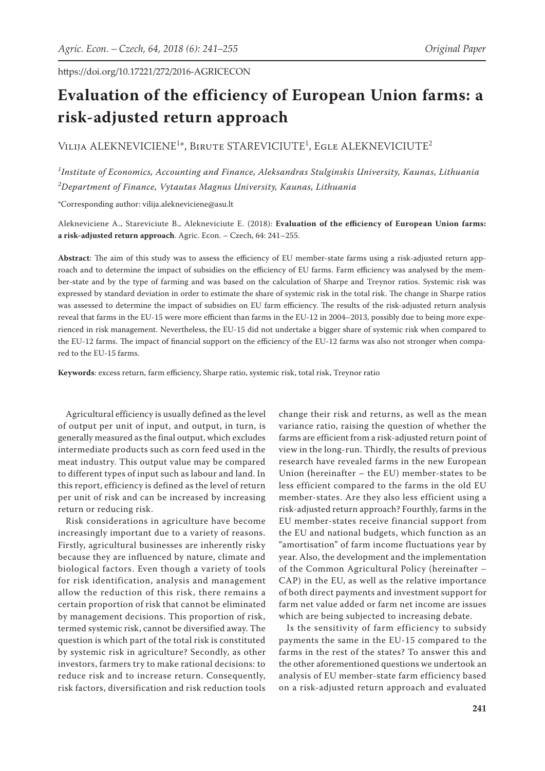https://doi.org/10.17221/272/2016-AGRICECON

# Evaluation of the efficiency of European Union farms: a risk-adjusted return approach

Vilija ALEKNEVICIENE[1*], Birute STAREVICIUTE[1], Egle ALEKNEVICIUTE[2]

[1]*Institute of Economics, Accounting and Finance, Aleksandras Stulginskis University, Kaunas, Lithuania*
[2]*Department of Finance, Vytautas Magnus University, Kaunas, Lithuania*

*Corresponding author: vilija.alekneviciene@asu.lt

Alekneviciene A., Stareviciute B., Alekneviciute E. (2018): **Evaluation of the efficiency of European Union farms: a risk-adjusted return approach**. Agric. Econ. – Czech, 64: 241–255.

**Abstract**: The aim of this study was to assess the efficiency of EU member-state farms using a risk-adjusted return approach and to determine the impact of subsidies on the efficiency of EU farms. Farm efficiency was analysed by the member-state and by the type of farming and was based on the calculation of Sharpe and Treynor ratios. Systemic risk was expressed by standard deviation in order to estimate the share of systemic risk in the total risk. The change in Sharpe ratios was assessed to determine the impact of subsidies on EU farm efficiency. The results of the risk-adjusted return analysis reveal that farms in the EU-15 were more efficient than farms in the EU-12 in 2004–2013, possibly due to being more experienced in risk management. Nevertheless, the EU-15 did not undertake a bigger share of systemic risk when compared to the EU-12 farms. The impact of financial support on the efficiency of the EU-12 farms was also not stronger when compared to the EU-15 farms.

**Keywords**: excess return, farm efficiency, Sharpe ratio, systemic risk, total risk, Treynor ratio

Agricultural efficiency is usually defined as the level of output per unit of input, and output, in turn, is generally measured as the final output, which excludes intermediate products such as corn feed used in the meat industry. This output value may be compared to different types of input such as labour and land. In this report, efficiency is defined as the level of return per unit of risk and can be increased by increasing return or reducing risk.

Risk considerations in agriculture have become increasingly important due to a variety of reasons. Firstly, agricultural businesses are inherently risky because they are influenced by nature, climate and biological factors. Even though a variety of tools for risk identification, analysis and management allow the reduction of this risk, there remains a certain proportion of risk that cannot be eliminated by management decisions. This proportion of risk, termed systemic risk, cannot be diversified away. The question is which part of the total risk is constituted by systemic risk in agriculture? Secondly, as other investors, farmers try to make rational decisions: to reduce risk and to increase return. Consequently, risk factors, diversification and risk reduction tools change their risk and returns, as well as the mean variance ratio, raising the question of whether the farms are efficient from a risk-adjusted return point of view in the long-run. Thirdly, the results of previous research have revealed farms in the new European Union (hereinafter – the EU) member-states to be less efficient compared to the farms in the old EU member-states. Are they also less efficient using a risk-adjusted return approach? Fourthly, farms in the EU member-states receive financial support from the EU and national budgets, which function as an "amortisation" of farm income fluctuations year by year. Also, the development and the implementation of the Common Agricultural Policy (hereinafter – CAP) in the EU, as well as the relative importance of both direct payments and investment support for farm net value added or farm net income are issues which are being subjected to increasing debate.

Is the sensitivity of farm efficiency to subsidy payments the same in the EU-15 compared to the farms in the rest of the states? To answer this and the other aforementioned questions we undertook an analysis of EU member-state farm efficiency based on a risk-adjusted return approach and evaluated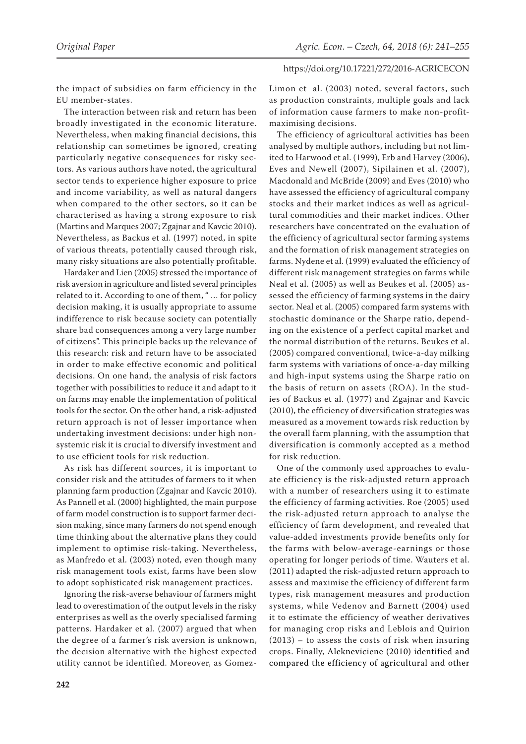the impact of subsidies on farm efficiency in the EU member-states.

The interaction between risk and return has been broadly investigated in the economic literature. Nevertheless, when making financial decisions, this relationship can sometimes be ignored, creating particularly negative consequences for risky sectors. As various authors have noted, the agricultural sector tends to experience higher exposure to price and income variability, as well as natural dangers when compared to the other sectors, so it can be characterised as having a strong exposure to risk (Martins and Marques 2007; Zgajnar and Kavcic 2010). Nevertheless, as Backus et al. (1997) noted, in spite of various threats, potentially caused through risk, many risky situations are also potentially profitable.

Hardaker and Lien (2005) stressed the importance of risk aversion in agriculture and listed several principles related to it. According to one of them, " … for policy decision making, it is usually appropriate to assume indifference to risk because society can potentially share bad consequences among a very large number of citizens". This principle backs up the relevance of this research: risk and return have to be associated in order to make effective economic and political decisions. On one hand, the analysis of risk factors together with possibilities to reduce it and adapt to it on farms may enable the implementation of political tools for the sector. On the other hand, a risk-adjusted return approach is not of lesser importance when undertaking investment decisions: under high non-systemic risk it is crucial to diversify investment and to use efficient tools for risk reduction.

As risk has different sources, it is important to consider risk and the attitudes of farmers to it when planning farm production (Zgajnar and Kavcic 2010). As Pannell et al. (2000) highlighted, the main purpose of farm model construction is to support farmer decision making, since many farmers do not spend enough time thinking about the alternative plans they could implement to optimise risk-taking. Nevertheless, as Manfredo et al. (2003) noted, even though many risk management tools exist, farms have been slow to adopt sophisticated risk management practices.

Ignoring the risk-averse behaviour of farmers might lead to overestimation of the output levels in the risky enterprises as well as the overly specialised farming patterns. Hardaker et al. (2007) argued that when the degree of a farmer's risk aversion is unknown, the decision alternative with the highest expected utility cannot be identified. Moreover, as Gomez-Limon et al. (2003) noted, several factors, such as production constraints, multiple goals and lack of information cause farmers to make non-profit-maximising decisions.

The efficiency of agricultural activities has been analysed by multiple authors, including but not limited to Harwood et al. (1999), Erb and Harvey (2006), Eves and Newell (2007), Sipilainen et al. (2007), Macdonald and McBride (2009) and Eves (2010) who have assessed the efficiency of agricultural company stocks and their market indices as well as agricultural commodities and their market indices. Other researchers have concentrated on the evaluation of the efficiency of agricultural sector farming systems and the formation of risk management strategies on farms. Nydene et al. (1999) evaluated the efficiency of different risk management strategies on farms while Neal et al. (2005) as well as Beukes et al. (2005) assessed the efficiency of farming systems in the dairy sector. Neal et al. (2005) compared farm systems with stochastic dominance or the Sharpe ratio, depending on the existence of a perfect capital market and the normal distribution of the returns. Beukes et al. (2005) compared conventional, twice-a-day milking farm systems with variations of once-a-day milking and high-input systems using the Sharpe ratio on the basis of return on assets (ROA). In the studies of Backus et al. (1977) and Zgajnar and Kavcic (2010), the efficiency of diversification strategies was measured as a movement towards risk reduction by the overall farm planning, with the assumption that diversification is commonly accepted as a method for risk reduction.

One of the commonly used approaches to evaluate efficiency is the risk-adjusted return approach with a number of researchers using it to estimate the efficiency of farming activities. Roe (2005) used the risk-adjusted return approach to analyse the efficiency of farm development, and revealed that value-added investments provide benefits only for the farms with below-average-earnings or those operating for longer periods of time. Wauters et al. (2011) adapted the risk-adjusted return approach to assess and maximise the efficiency of different farm types, risk management measures and production systems, while Vedenov and Barnett (2004) used it to estimate the efficiency of weather derivatives for managing crop risks and Leblois and Quirion (2013) – to assess the costs of risk when insuring crops. Finally, Alekneviciene (2010) identified and compared the efficiency of agricultural and other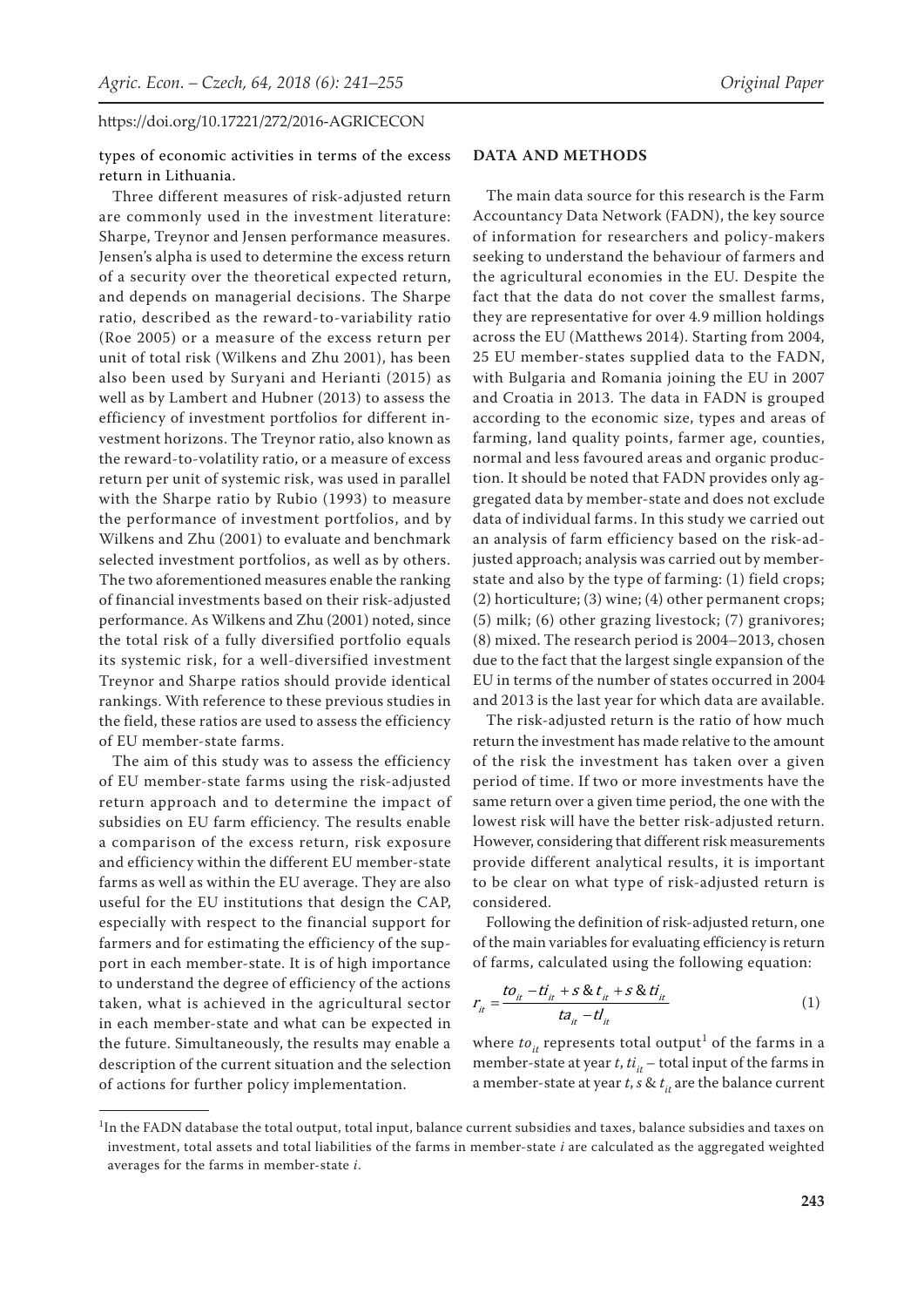types of economic activities in terms of the excess return in Lithuania.

Three different measures of risk-adjusted return are commonly used in the investment literature: Sharpe, Treynor and Jensen performance measures. Jensen's alpha is used to determine the excess return of a security over the theoretical expected return, and depends on managerial decisions. The Sharpe ratio, described as the reward-to-variability ratio (Roe 2005) or a measure of the excess return per unit of total risk (Wilkens and Zhu 2001), has been also been used by Suryani and Herianti (2015) as well as by Lambert and Hubner (2013) to assess the efficiency of investment portfolios for different investment horizons. The Treynor ratio, also known as the reward-to-volatility ratio, or a measure of excess return per unit of systemic risk, was used in parallel with the Sharpe ratio by Rubio (1993) to measure the performance of investment portfolios, and by Wilkens and Zhu (2001) to evaluate and benchmark selected investment portfolios, as well as by others. The two aforementioned measures enable the ranking of financial investments based on their risk-adjusted performance. As Wilkens and Zhu (2001) noted, since the total risk of a fully diversified portfolio equals its systemic risk, for a well-diversified investment Treynor and Sharpe ratios should provide identical rankings. With reference to these previous studies in the field, these ratios are used to assess the efficiency of EU member-state farms.

The aim of this study was to assess the efficiency of EU member-state farms using the risk-adjusted return approach and to determine the impact of subsidies on EU farm efficiency. The results enable a comparison of the excess return, risk exposure and efficiency within the different EU member-state farms as well as within the EU average. They are also useful for the EU institutions that design the CAP, especially with respect to the financial support for farmers and for estimating the efficiency of the support in each member-state. It is of high importance to understand the degree of efficiency of the actions taken, what is achieved in the agricultural sector in each member-state and what can be expected in the future. Simultaneously, the results may enable a description of the current situation and the selection of actions for further policy implementation.

## DATA AND METHODS

The main data source for this research is the Farm Accountancy Data Network (FADN), the key source of information for researchers and policy-makers seeking to understand the behaviour of farmers and the agricultural economies in the EU. Despite the fact that the data do not cover the smallest farms, they are representative for over 4.9 million holdings across the EU (Matthews 2014). Starting from 2004, 25 EU member-states supplied data to the FADN, with Bulgaria and Romania joining the EU in 2007 and Croatia in 2013. The data in FADN is grouped according to the economic size, types and areas of farming, land quality points, farmer age, counties, normal and less favoured areas and organic production. It should be noted that FADN provides only aggregated data by member-state and does not exclude data of individual farms. In this study we carried out an analysis of farm efficiency based on the risk-adjusted approach; analysis was carried out by member-state and also by the type of farming: (1) field crops; (2) horticulture; (3) wine; (4) other permanent crops; (5) milk; (6) other grazing livestock; (7) granivores; (8) mixed. The research period is 2004–2013, chosen due to the fact that the largest single expansion of the EU in terms of the number of states occurred in 2004 and 2013 is the last year for which data are available.

The risk-adjusted return is the ratio of how much return the investment has made relative to the amount of the risk the investment has taken over a given period of time. If two or more investments have the same return over a given time period, the one with the lowest risk will have the better risk-adjusted return. However, considering that different risk measurements provide different analytical results, it is important to be clear on what type of risk-adjusted return is considered.

Following the definition of risk-adjusted return, one of the main variables for evaluating efficiency is return of farms, calculated using the following equation:

$$r_{it} = \frac{to_{it} - ti_{it} + s\,\&\,t_{it} + s\,\&\,ti_{it}}{ta_{it} - tl_{it}} \quad (1)$$

where $to_{it}$ represents total output[1] of the farms in a member-state at year $t$, $ti_{it}$ – total input of the farms in a member-state at year $t$, $s\,\&\,t_{it}$ are the balance current

[1]In the FADN database the total output, total input, balance current subsidies and taxes, balance subsidies and taxes on investment, total assets and total liabilities of the farms in member-state $i$ are calculated as the aggregated weighted averages for the farms in member-state $i$.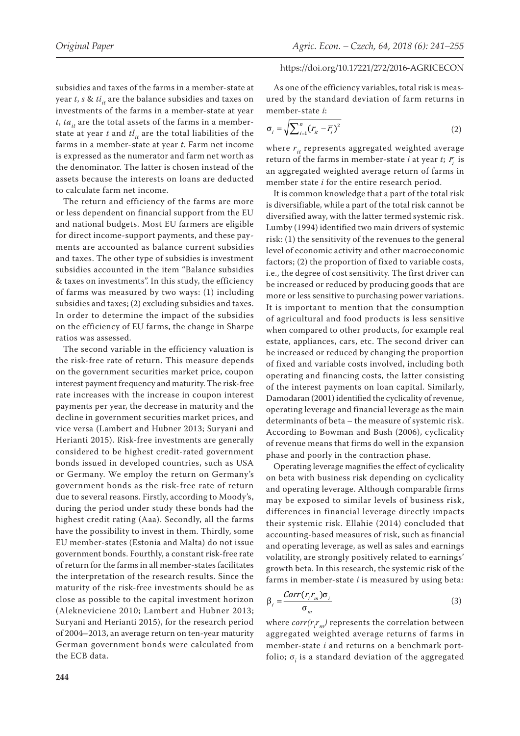subsidies and taxes of the farms in a member-state at year $t$, $s$ & $ti_{it}$ are the balance subsidies and taxes on investments of the farms in a member-state at year $t$, $ta_{it}$ are the total assets of the farms in a member-state at year $t$ and $tl_{it}$ are the total liabilities of the farms in a member-state at year $t$. Farm net income is expressed as the numerator and farm net worth as the denominator. The latter is chosen instead of the assets because the interests on loans are deducted to calculate farm net income.

The return and efficiency of the farms are more or less dependent on financial support from the EU and national budgets. Most EU farmers are eligible for direct income-support payments, and these payments are accounted as balance current subsidies and taxes. The other type of subsidies is investment subsidies accounted in the item "Balance subsidies & taxes on investments". In this study, the efficiency of farms was measured by two ways: (1) including subsidies and taxes; (2) excluding subsidies and taxes. In order to determine the impact of the subsidies on the efficiency of EU farms, the change in Sharpe ratios was assessed.

The second variable in the efficiency valuation is the risk-free rate of return. This measure depends on the government securities market price, coupon interest payment frequency and maturity. The risk-free rate increases with the increase in coupon interest payments per year, the decrease in maturity and the decline in government securities market prices, and vice versa (Lambert and Hubner 2013; Suryani and Herianti 2015). Risk-free investments are generally considered to be highest credit-rated government bonds issued in developed countries, such as USA or Germany. We employ the return on Germany's government bonds as the risk-free rate of return due to several reasons. Firstly, according to Moody's, during the period under study these bonds had the highest credit rating (Aaa). Secondly, all the farms have the possibility to invest in them. Thirdly, some EU member-states (Estonia and Malta) do not issue government bonds. Fourthly, a constant risk-free rate of return for the farms in all member-states facilitates the interpretation of the research results. Since the maturity of the risk-free investments should be as close as possible to the capital investment horizon (Alekneviciene 2010; Lambert and Hubner 2013; Suryani and Herianti 2015), for the research period of 2004–2013, an average return on ten-year maturity German government bonds were calculated from the ECB data.

As one of the efficiency variables, total risk is measured by the standard deviation of farm returns in member-state $i$:

$$\sigma_i = \sqrt{\sum_{i=1}^{n} (r_{it} - \overline{r_i})^2} \tag{2}$$

where $r_{it}$ represents aggregated weighted average return of the farms in member-state $i$ at year $t$; $\overline{r_i}$ is an aggregated weighted average return of farms in member state $i$ for the entire research period.

It is common knowledge that a part of the total risk is diversifiable, while a part of the total risk cannot be diversified away, with the latter termed systemic risk. Lumby (1994) identified two main drivers of systemic risk: (1) the sensitivity of the revenues to the general level of economic activity and other macroeconomic factors; (2) the proportion of fixed to variable costs, i.e., the degree of cost sensitivity. The first driver can be increased or reduced by producing goods that are more or less sensitive to purchasing power variations. It is important to mention that the consumption of agricultural and food products is less sensitive when compared to other products, for example real estate, appliances, cars, etc. The second driver can be increased or reduced by changing the proportion of fixed and variable costs involved, including both operating and financing costs, the latter consisting of the interest payments on loan capital. Similarly, Damodaran (2001) identified the cyclicality of revenue, operating leverage and financial leverage as the main determinants of beta – the measure of systemic risk. According to Bowman and Bush (2006), cyclicality of revenue means that firms do well in the expansion phase and poorly in the contraction phase.

Operating leverage magnifies the effect of cyclicality on beta with business risk depending on cyclicality and operating leverage. Although comparable firms may be exposed to similar levels of business risk, differences in financial leverage directly impacts their systemic risk. Ellahie (2014) concluded that accounting-based measures of risk, such as financial and operating leverage, as well as sales and earnings volatility, are strongly positively related to earnings' growth beta. In this research, the systemic risk of the farms in member-state $i$ is measured by using beta:

$$\beta_i = \frac{Corr(r_i r_m)\sigma_i}{\sigma_m} \tag{3}$$

where $corr(r_i r_m)$ represents the correlation between aggregated weighted average returns of farms in member-state $i$ and returns on a benchmark portfolio; $\sigma_i$ is a standard deviation of the aggregated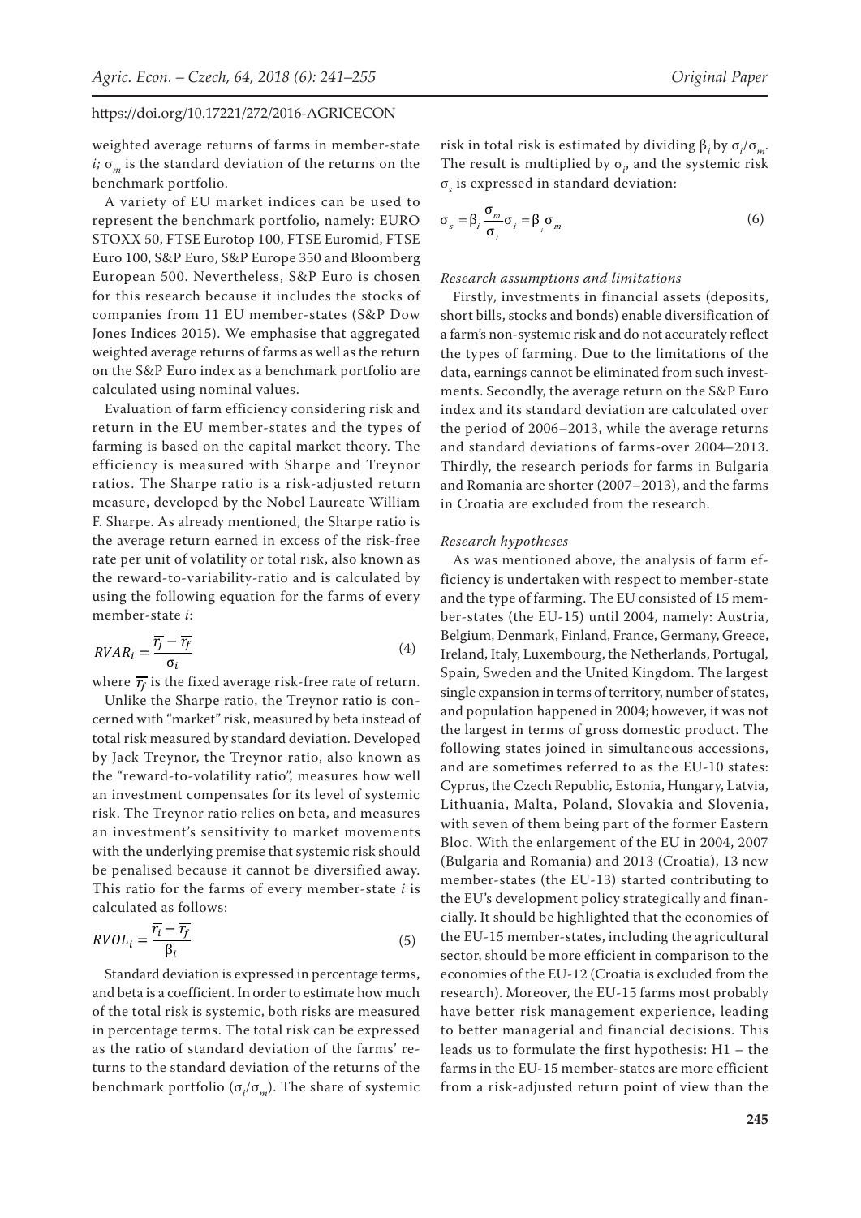weighted average returns of farms in member-state $i$; $\sigma_m$ is the standard deviation of the returns on the benchmark portfolio.

A variety of EU market indices can be used to represent the benchmark portfolio, namely: EURO STOXX 50, FTSE Eurotop 100, FTSE Euromid, FTSE Euro 100, S&P Euro, S&P Europe 350 and Bloomberg European 500. Nevertheless, S&P Euro is chosen for this research because it includes the stocks of companies from 11 EU member-states (S&P Dow Jones Indices 2015). We emphasise that aggregated weighted average returns of farms as well as the return on the S&P Euro index as a benchmark portfolio are calculated using nominal values.

Evaluation of farm efficiency considering risk and return in the EU member-states and the types of farming is based on the capital market theory. The efficiency is measured with Sharpe and Treynor ratios. The Sharpe ratio is a risk-adjusted return measure, developed by the Nobel Laureate William F. Sharpe. As already mentioned, the Sharpe ratio is the average return earned in excess of the risk-free rate per unit of volatility or total risk, also known as the reward-to-variability-ratio and is calculated by using the following equation for the farms of every member-state $i$:

$$RVAR_i = \frac{\overline{r_j} - \overline{r_f}}{\sigma_i} \tag{4}$$

where $\overline{r_f}$ is the fixed average risk-free rate of return.

Unlike the Sharpe ratio, the Treynor ratio is concerned with "market" risk, measured by beta instead of total risk measured by standard deviation. Developed by Jack Treynor, the Treynor ratio, also known as the "reward-to-volatility ratio", measures how well an investment compensates for its level of systemic risk. The Treynor ratio relies on beta, and measures an investment's sensitivity to market movements with the underlying premise that systemic risk should be penalised because it cannot be diversified away. This ratio for the farms of every member-state $i$ is calculated as follows:

$$RVOL_i = \frac{\overline{r_i} - \overline{r_f}}{\beta_i} \tag{5}$$

Standard deviation is expressed in percentage terms, and beta is a coefficient. In order to estimate how much of the total risk is systemic, both risks are measured in percentage terms. The total risk can be expressed as the ratio of standard deviation of the farms' returns to the standard deviation of the returns of the benchmark portfolio ($\sigma_i/\sigma_m$). The share of systemic risk in total risk is estimated by dividing $\beta_i$ by $\sigma_i/\sigma_m$. The result is multiplied by $\sigma_i$, and the systemic risk $\sigma_s$ is expressed in standard deviation:

$$\sigma_s = \beta_i \frac{\sigma_m}{\sigma_i} \sigma_i = \beta_i \sigma_m \tag{6}$$

*Research assumptions and limitations*

Firstly, investments in financial assets (deposits, short bills, stocks and bonds) enable diversification of a farm's non-systemic risk and do not accurately reflect the types of farming. Due to the limitations of the data, earnings cannot be eliminated from such investments. Secondly, the average return on the S&P Euro index and its standard deviation are calculated over the period of 2006–2013, while the average returns and standard deviations of farms-over 2004–2013. Thirdly, the research periods for farms in Bulgaria and Romania are shorter (2007–2013), and the farms in Croatia are excluded from the research.

*Research hypotheses*

As was mentioned above, the analysis of farm efficiency is undertaken with respect to member-state and the type of farming. The EU consisted of 15 member-states (the EU-15) until 2004, namely: Austria, Belgium, Denmark, Finland, France, Germany, Greece, Ireland, Italy, Luxembourg, the Netherlands, Portugal, Spain, Sweden and the United Kingdom. The largest single expansion in terms of territory, number of states, and population happened in 2004; however, it was not the largest in terms of gross domestic product. The following states joined in simultaneous accessions, and are sometimes referred to as the EU-10 states: Cyprus, the Czech Republic, Estonia, Hungary, Latvia, Lithuania, Malta, Poland, Slovakia and Slovenia, with seven of them being part of the former Eastern Bloc. With the enlargement of the EU in 2004, 2007 (Bulgaria and Romania) and 2013 (Croatia), 13 new member-states (the EU-13) started contributing to the EU's development policy strategically and financially. It should be highlighted that the economies of the EU-15 member-states, including the agricultural sector, should be more efficient in comparison to the economies of the EU-12 (Croatia is excluded from the research). Moreover, the EU-15 farms most probably have better risk management experience, leading to better managerial and financial decisions. This leads us to formulate the first hypothesis: H1 – the farms in the EU-15 member-states are more efficient from a risk-adjusted return point of view than the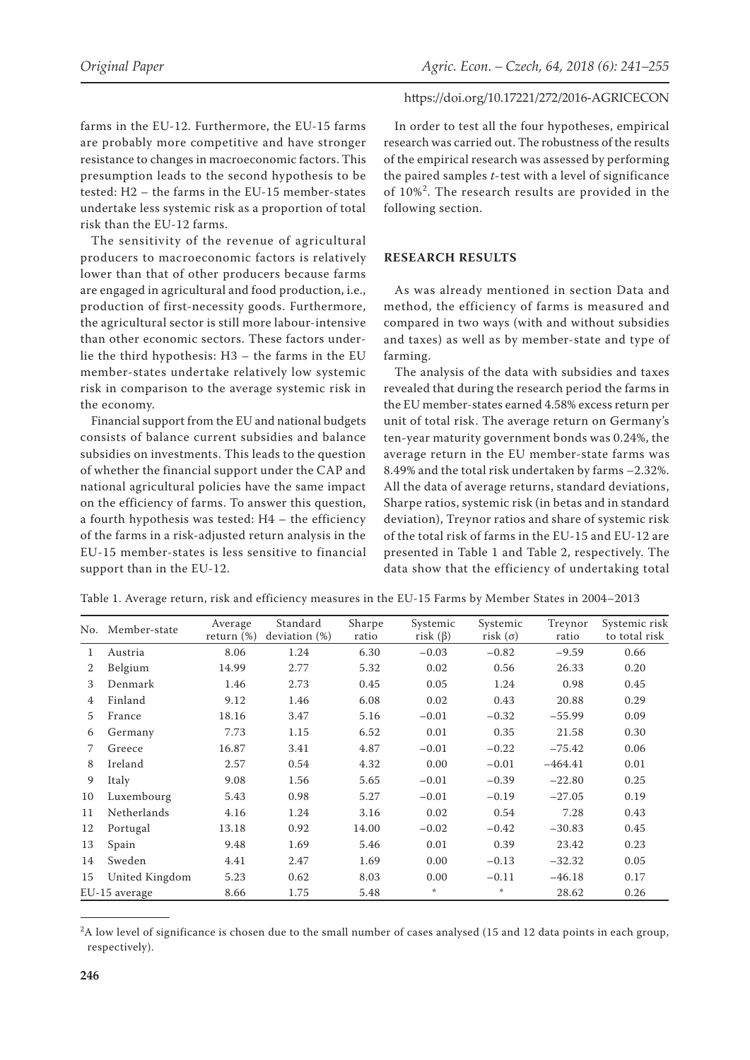farms in the EU-12. Furthermore, the EU-15 farms are probably more competitive and have stronger resistance to changes in macroeconomic factors. This presumption leads to the second hypothesis to be tested: H2 – the farms in the EU-15 member-states undertake less systemic risk as a proportion of total risk than the EU-12 farms.

The sensitivity of the revenue of agricultural producers to macroeconomic factors is relatively lower than that of other producers because farms are engaged in agricultural and food production, i.e., production of first-necessity goods. Furthermore, the agricultural sector is still more labour-intensive than other economic sectors. These factors underlie the third hypothesis: H3 – the farms in the EU member-states undertake relatively low systemic risk in comparison to the average systemic risk in the economy.

Financial support from the EU and national budgets consists of balance current subsidies and balance subsidies on investments. This leads to the question of whether the financial support under the CAP and national agricultural policies have the same impact on the efficiency of farms. To answer this question, a fourth hypothesis was tested: H4 – the efficiency of the farms in a risk-adjusted return analysis in the EU-15 member-states is less sensitive to financial support than in the EU-12.

In order to test all the four hypotheses, empirical research was carried out. The robustness of the results of the empirical research was assessed by performing the paired samples *t*-test with a level of significance of 10%[2]. The research results are provided in the following section.

## RESEARCH RESULTS

As was already mentioned in section Data and method, the efficiency of farms is measured and compared in two ways (with and without subsidies and taxes) as well as by member-state and type of farming.

The analysis of the data with subsidies and taxes revealed that during the research period the farms in the EU member-states earned 4.58% excess return per unit of total risk. The average return on Germany's ten-year maturity government bonds was 0.24%, the average return in the EU member-state farms was 8.49% and the total risk undertaken by farms –2.32%. All the data of average returns, standard deviations, Sharpe ratios, systemic risk (in betas and in standard deviation), Treynor ratios and share of systemic risk of the total risk of farms in the EU-15 and EU-12 are presented in Table 1 and Table 2, respectively. The data show that the efficiency of undertaking total

Table 1. Average return, risk and efficiency measures in the EU-15 Farms by Member States in 2004–2013

| No. | Member-state | Average return (%) | Standard deviation (%) | Sharpe ratio | Systemic risk (β) | Systemic risk (σ) | Treynor ratio | Systemic risk to total risk |
|---|---|---|---|---|---|---|---|---|
| 1 | Austria | 8.06 | 1.24 | 6.30 | −0.03 | −0.82 | −9.59 | 0.66 |
| 2 | Belgium | 14.99 | 2.77 | 5.32 | 0.02 | 0.56 | 26.33 | 0.20 |
| 3 | Denmark | 1.46 | 2.73 | 0.45 | 0.05 | 1.24 | 0.98 | 0.45 |
| 4 | Finland | 9.12 | 1.46 | 6.08 | 0.02 | 0.43 | 20.88 | 0.29 |
| 5 | France | 18.16 | 3.47 | 5.16 | −0.01 | −0.32 | −55.99 | 0.09 |
| 6 | Germany | 7.73 | 1.15 | 6.52 | 0.01 | 0.35 | 21.58 | 0.30 |
| 7 | Greece | 16.87 | 3.41 | 4.87 | −0.01 | −0.22 | −75.42 | 0.06 |
| 8 | Ireland | 2.57 | 0.54 | 4.32 | 0.00 | −0.01 | −464.41 | 0.01 |
| 9 | Italy | 9.08 | 1.56 | 5.65 | −0.01 | −0.39 | −22.80 | 0.25 |
| 10 | Luxembourg | 5.43 | 0.98 | 5.27 | −0.01 | −0.19 | −27.05 | 0.19 |
| 11 | Netherlands | 4.16 | 1.24 | 3.16 | 0.02 | 0.54 | 7.28 | 0.43 |
| 12 | Portugal | 13.18 | 0.92 | 14.00 | −0.02 | −0.42 | −30.83 | 0.45 |
| 13 | Spain | 9.48 | 1.69 | 5.46 | 0.01 | 0.39 | 23.42 | 0.23 |
| 14 | Sweden | 4.41 | 2.47 | 1.69 | 0.00 | −0.13 | −32.32 | 0.05 |
| 15 | United Kingdom | 5.23 | 0.62 | 8.03 | 0.00 | −0.11 | −46.18 | 0.17 |
| EU-15 average | | 8.66 | 1.75 | 5.48 | * | * | 28.62 | 0.26 |

[2] A low level of significance is chosen due to the small number of cases analysed (15 and 12 data points in each group, respectively).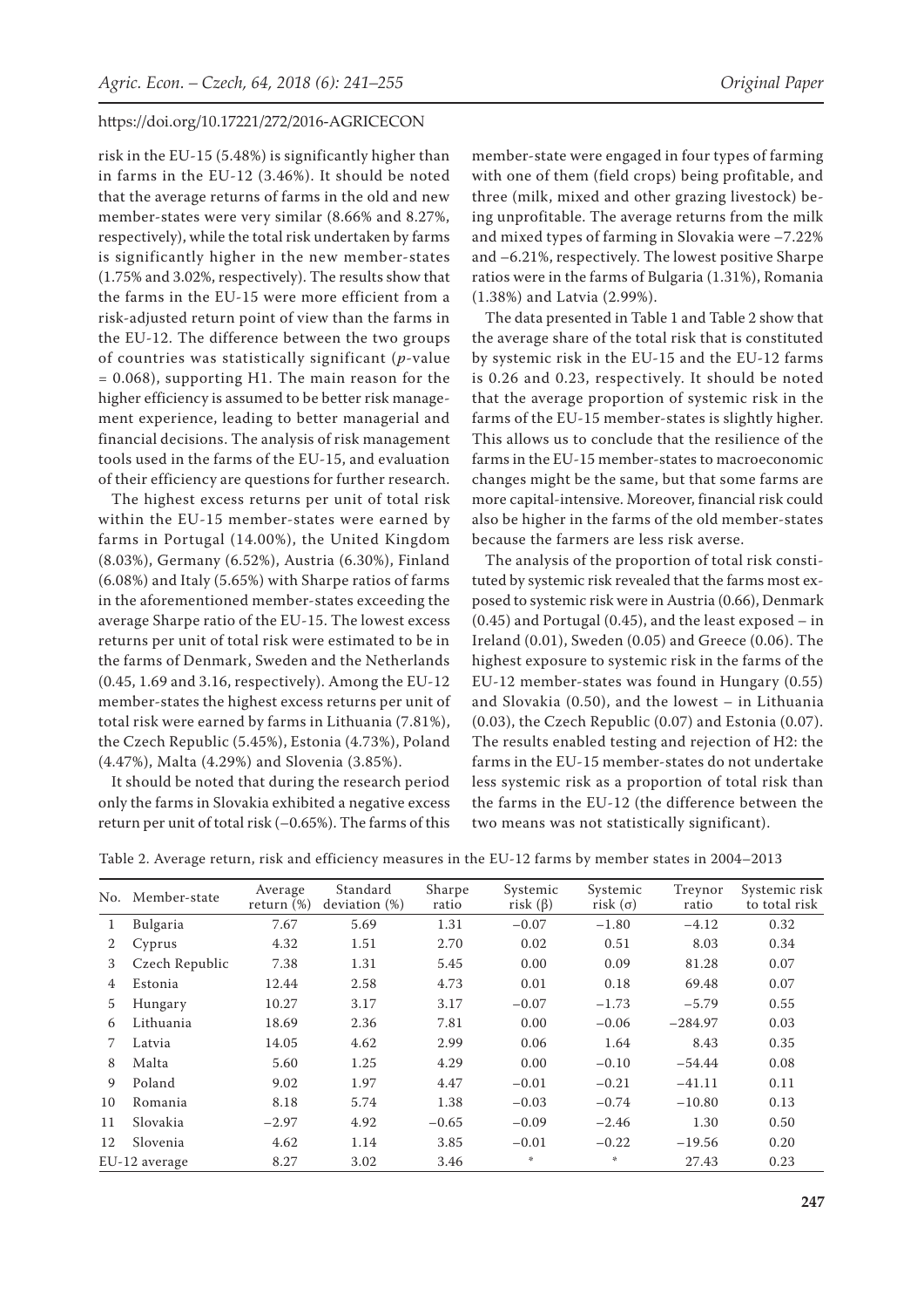risk in the EU-15 (5.48%) is significantly higher than in farms in the EU-12 (3.46%). It should be noted that the average returns of farms in the old and new member-states were very similar (8.66% and 8.27%, respectively), while the total risk undertaken by farms is significantly higher in the new member-states (1.75% and 3.02%, respectively). The results show that the farms in the EU-15 were more efficient from a risk-adjusted return point of view than the farms in the EU-12. The difference between the two groups of countries was statistically significant ($p$-value = 0.068), supporting H1. The main reason for the higher efficiency is assumed to be better risk management experience, leading to better managerial and financial decisions. The analysis of risk management tools used in the farms of the EU-15, and evaluation of their efficiency are questions for further research.

The highest excess returns per unit of total risk within the EU-15 member-states were earned by farms in Portugal (14.00%), the United Kingdom (8.03%), Germany (6.52%), Austria (6.30%), Finland (6.08%) and Italy (5.65%) with Sharpe ratios of farms in the aforementioned member-states exceeding the average Sharpe ratio of the EU-15. The lowest excess returns per unit of total risk were estimated to be in the farms of Denmark, Sweden and the Netherlands (0.45, 1.69 and 3.16, respectively). Among the EU-12 member-states the highest excess returns per unit of total risk were earned by farms in Lithuania (7.81%), the Czech Republic (5.45%), Estonia (4.73%), Poland (4.47%), Malta (4.29%) and Slovenia (3.85%).

It should be noted that during the research period only the farms in Slovakia exhibited a negative excess return per unit of total risk (–0.65%). The farms of this member-state were engaged in four types of farming with one of them (field crops) being profitable, and three (milk, mixed and other grazing livestock) being unprofitable. The average returns from the milk and mixed types of farming in Slovakia were –7.22% and –6.21%, respectively. The lowest positive Sharpe ratios were in the farms of Bulgaria (1.31%), Romania (1.38%) and Latvia (2.99%).

The data presented in Table 1 and Table 2 show that the average share of the total risk that is constituted by systemic risk in the EU-15 and the EU-12 farms is 0.26 and 0.23, respectively. It should be noted that the average proportion of systemic risk in the farms of the EU-15 member-states is slightly higher. This allows us to conclude that the resilience of the farms in the EU-15 member-states to macroeconomic changes might be the same, but that some farms are more capital-intensive. Moreover, financial risk could also be higher in the farms of the old member-states because the farmers are less risk averse.

The analysis of the proportion of total risk constituted by systemic risk revealed that the farms most exposed to systemic risk were in Austria (0.66), Denmark (0.45) and Portugal (0.45), and the least exposed – in Ireland (0.01), Sweden (0.05) and Greece (0.06). The highest exposure to systemic risk in the farms of the EU-12 member-states was found in Hungary (0.55) and Slovakia (0.50), and the lowest – in Lithuania (0.03), the Czech Republic (0.07) and Estonia (0.07). The results enabled testing and rejection of H2: the farms in the EU-15 member-states do not undertake less systemic risk as a proportion of total risk than the farms in the EU-12 (the difference between the two means was not statistically significant).

Table 2. Average return, risk and efficiency measures in the EU-12 farms by member states in 2004–2013

| No. | Member-state | Average return (%) | Standard deviation (%) | Sharpe ratio | Systemic risk (β) | Systemic risk (σ) | Treynor ratio | Systemic risk to total risk |
|---|---|---|---|---|---|---|---|---|
| 1 | Bulgaria | 7.67 | 5.69 | 1.31 | −0.07 | −1.80 | −4.12 | 0.32 |
| 2 | Cyprus | 4.32 | 1.51 | 2.70 | 0.02 | 0.51 | 8.03 | 0.34 |
| 3 | Czech Republic | 7.38 | 1.31 | 5.45 | 0.00 | 0.09 | 81.28 | 0.07 |
| 4 | Estonia | 12.44 | 2.58 | 4.73 | 0.01 | 0.18 | 69.48 | 0.07 |
| 5 | Hungary | 10.27 | 3.17 | 3.17 | −0.07 | −1.73 | −5.79 | 0.55 |
| 6 | Lithuania | 18.69 | 2.36 | 7.81 | 0.00 | −0.06 | −284.97 | 0.03 |
| 7 | Latvia | 14.05 | 4.62 | 2.99 | 0.06 | 1.64 | 8.43 | 0.35 |
| 8 | Malta | 5.60 | 1.25 | 4.29 | 0.00 | −0.10 | −54.44 | 0.08 |
| 9 | Poland | 9.02 | 1.97 | 4.47 | −0.01 | −0.21 | −41.11 | 0.11 |
| 10 | Romania | 8.18 | 5.74 | 1.38 | −0.03 | −0.74 | −10.80 | 0.13 |
| 11 | Slovakia | −2.97 | 4.92 | −0.65 | −0.09 | −2.46 | 1.30 | 0.50 |
| 12 | Slovenia | 4.62 | 1.14 | 3.85 | −0.01 | −0.22 | −19.56 | 0.20 |
| EU-12 average | | 8.27 | 3.02 | 3.46 | * | * | 27.43 | 0.23 |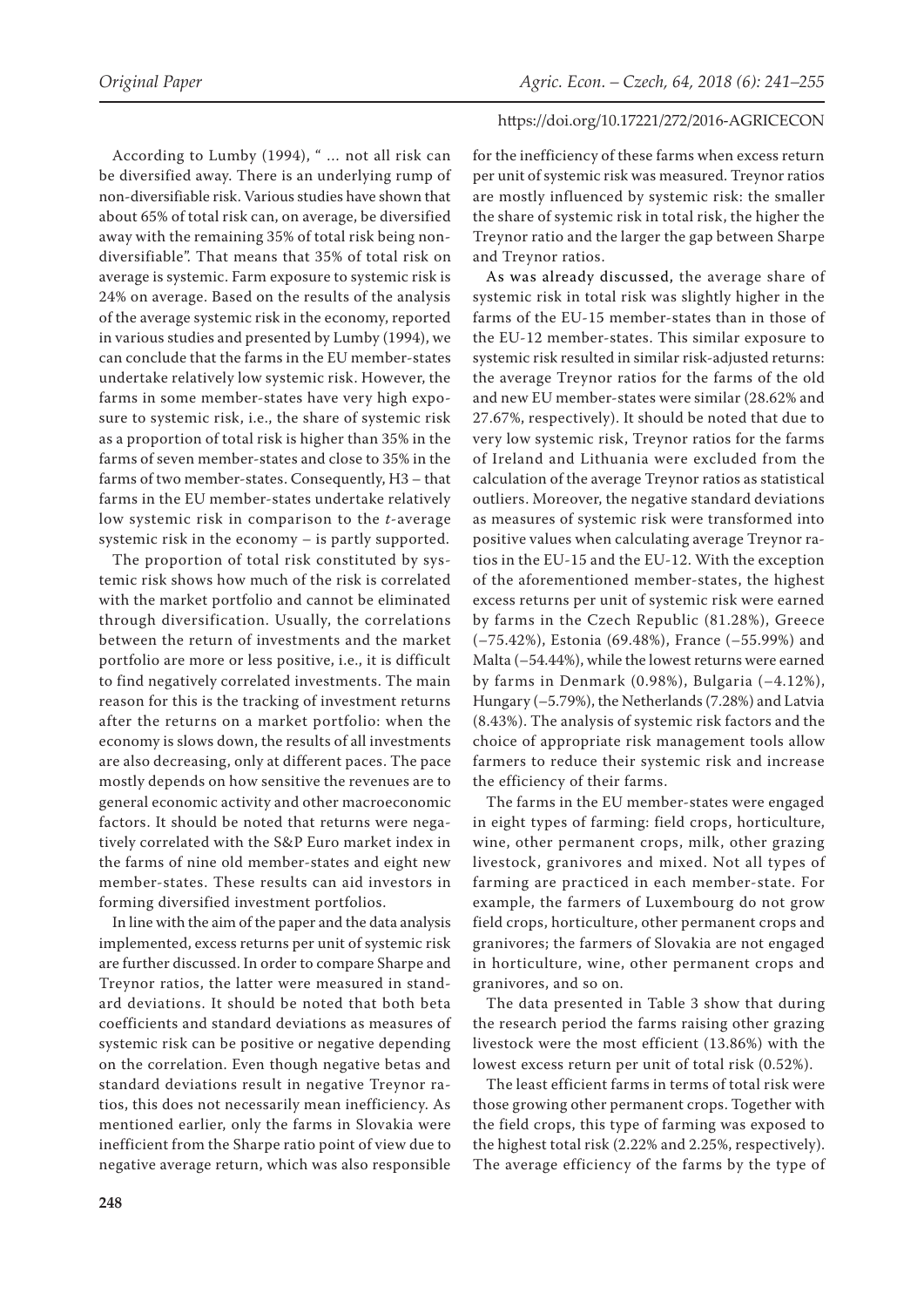According to Lumby (1994), " ... not all risk can be diversified away. There is an underlying rump of non-diversifiable risk. Various studies have shown that about 65% of total risk can, on average, be diversified away with the remaining 35% of total risk being non-diversifiable". That means that 35% of total risk on average is systemic. Farm exposure to systemic risk is 24% on average. Based on the results of the analysis of the average systemic risk in the economy, reported in various studies and presented by Lumby (1994), we can conclude that the farms in the EU member-states undertake relatively low systemic risk. However, the farms in some member-states have very high exposure to systemic risk, i.e., the share of systemic risk as a proportion of total risk is higher than 35% in the farms of seven member-states and close to 35% in the farms of two member-states. Consequently, H3 – that farms in the EU member-states undertake relatively low systemic risk in comparison to the *t*-average systemic risk in the economy – is partly supported.

The proportion of total risk constituted by systemic risk shows how much of the risk is correlated with the market portfolio and cannot be eliminated through diversification. Usually, the correlations between the return of investments and the market portfolio are more or less positive, i.e., it is difficult to find negatively correlated investments. The main reason for this is the tracking of investment returns after the returns on a market portfolio: when the economy is slows down, the results of all investments are also decreasing, only at different paces. The pace mostly depends on how sensitive the revenues are to general economic activity and other macroeconomic factors. It should be noted that returns were negatively correlated with the S&P Euro market index in the farms of nine old member-states and eight new member-states. These results can aid investors in forming diversified investment portfolios.

In line with the aim of the paper and the data analysis implemented, excess returns per unit of systemic risk are further discussed. In order to compare Sharpe and Treynor ratios, the latter were measured in standard deviations. It should be noted that both beta coefficients and standard deviations as measures of systemic risk can be positive or negative depending on the correlation. Even though negative betas and standard deviations result in negative Treynor ratios, this does not necessarily mean inefficiency. As mentioned earlier, only the farms in Slovakia were inefficient from the Sharpe ratio point of view due to negative average return, which was also responsible for the inefficiency of these farms when excess return per unit of systemic risk was measured. Treynor ratios are mostly influenced by systemic risk: the smaller the share of systemic risk in total risk, the higher the Treynor ratio and the larger the gap between Sharpe and Treynor ratios.

As was already discussed, the average share of systemic risk in total risk was slightly higher in the farms of the EU-15 member-states than in those of the EU-12 member-states. This similar exposure to systemic risk resulted in similar risk-adjusted returns: the average Treynor ratios for the farms of the old and new EU member-states were similar (28.62% and 27.67%, respectively). It should be noted that due to very low systemic risk, Treynor ratios for the farms of Ireland and Lithuania were excluded from the calculation of the average Treynor ratios as statistical outliers. Moreover, the negative standard deviations as measures of systemic risk were transformed into positive values when calculating average Treynor ratios in the EU-15 and the EU-12. With the exception of the aforementioned member-states, the highest excess returns per unit of systemic risk were earned by farms in the Czech Republic (81.28%), Greece (–75.42%), Estonia (69.48%), France (–55.99%) and Malta (–54.44%), while the lowest returns were earned by farms in Denmark (0.98%), Bulgaria (–4.12%), Hungary (–5.79%), the Netherlands (7.28%) and Latvia (8.43%). The analysis of systemic risk factors and the choice of appropriate risk management tools allow farmers to reduce their systemic risk and increase the efficiency of their farms.

The farms in the EU member-states were engaged in eight types of farming: field crops, horticulture, wine, other permanent crops, milk, other grazing livestock, granivores and mixed. Not all types of farming are practiced in each member-state. For example, the farmers of Luxembourg do not grow field crops, horticulture, other permanent crops and granivores; the farmers of Slovakia are not engaged in horticulture, wine, other permanent crops and granivores, and so on.

The data presented in Table 3 show that during the research period the farms raising other grazing livestock were the most efficient (13.86%) with the lowest excess return per unit of total risk (0.52%).

The least efficient farms in terms of total risk were those growing other permanent crops. Together with the field crops, this type of farming was exposed to the highest total risk (2.22% and 2.25%, respectively). The average efficiency of the farms by the type of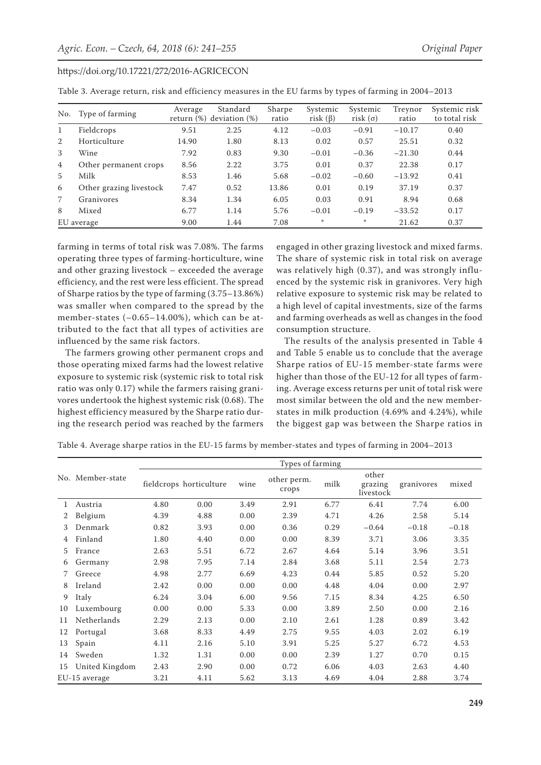Table 3. Average return, risk and efficiency measures in the EU farms by types of farming in 2004–2013

| No. | Type of farming | Average return (%) | Standard deviation (%) | Sharpe ratio | Systemic risk (β) | Systemic risk (σ) | Treynor ratio | Systemic risk to total risk |
|---|---|---|---|---|---|---|---|---|
| 1 | Fieldcrops | 9.51 | 2.25 | 4.12 | −0.03 | −0.91 | −10.17 | 0.40 |
| 2 | Horticulture | 14.90 | 1.80 | 8.13 | 0.02 | 0.57 | 25.51 | 0.32 |
| 3 | Wine | 7.92 | 0.83 | 9.30 | −0.01 | −0.36 | −21.30 | 0.44 |
| 4 | Other permanent crops | 8.56 | 2.22 | 3.75 | 0.01 | 0.37 | 22.38 | 0.17 |
| 5 | Milk | 8.53 | 1.46 | 5.68 | −0.02 | −0.60 | −13.92 | 0.41 |
| 6 | Other grazing livestock | 7.47 | 0.52 | 13.86 | 0.01 | 0.19 | 37.19 | 0.37 |
| 7 | Granivores | 8.34 | 1.34 | 6.05 | 0.03 | 0.91 | 8.94 | 0.68 |
| 8 | Mixed | 6.77 | 1.14 | 5.76 | −0.01 | −0.19 | −33.52 | 0.17 |
| EU average | | 9.00 | 1.44 | 7.08 | * | * | 21.62 | 0.37 |

farming in terms of total risk was 7.08%. The farms operating three types of farming-horticulture, wine and other grazing livestock – exceeded the average efficiency, and the rest were less efficient. The spread of Sharpe ratios by the type of farming (3.75–13.86%) was smaller when compared to the spread by the member-states (−0.65–14.00%), which can be attributed to the fact that all types of activities are influenced by the same risk factors.

The farmers growing other permanent crops and those operating mixed farms had the lowest relative exposure to systemic risk (systemic risk to total risk ratio was only 0.17) while the farmers raising granivores undertook the highest systemic risk (0.68). The highest efficiency measured by the Sharpe ratio during the research period was reached by the farmers engaged in other grazing livestock and mixed farms. The share of systemic risk in total risk on average was relatively high (0.37), and was strongly influenced by the systemic risk in granivores. Very high relative exposure to systemic risk may be related to a high level of capital investments, size of the farms and farming overheads as well as changes in the food consumption structure.

The results of the analysis presented in Table 4 and Table 5 enable us to conclude that the average Sharpe ratios of EU-15 member-state farms were higher than those of the EU-12 for all types of farming. Average excess returns per unit of total risk were most similar between the old and the new member-states in milk production (4.69% and 4.24%), while the biggest gap was between the Sharpe ratios in

Table 4. Average sharpe ratios in the EU-15 farms by member-states and types of farming in 2004–2013

| No. | Member-state | Types of farming | | | | | | | |
|---|---|---|---|---|---|---|---|---|---|
| | | fieldcrops | horticulture | wine | other perm. crops | milk | other grazing livestock | granivores | mixed |
| 1 | Austria | 4.80 | 0.00 | 3.49 | 2.91 | 6.77 | 6.41 | 7.74 | 6.00 |
| 2 | Belgium | 4.39 | 4.88 | 0.00 | 2.39 | 4.71 | 4.26 | 2.58 | 5.14 |
| 3 | Denmark | 0.82 | 3.93 | 0.00 | 0.36 | 0.29 | −0.64 | −0.18 | −0.18 |
| 4 | Finland | 1.80 | 4.40 | 0.00 | 0.00 | 8.39 | 3.71 | 3.06 | 3.35 |
| 5 | France | 2.63 | 5.51 | 6.72 | 2.67 | 4.64 | 5.14 | 3.96 | 3.51 |
| 6 | Germany | 2.98 | 7.95 | 7.14 | 2.84 | 3.68 | 5.11 | 2.54 | 2.73 |
| 7 | Greece | 4.98 | 2.77 | 6.69 | 4.23 | 0.44 | 5.85 | 0.52 | 5.20 |
| 8 | Ireland | 2.42 | 0.00 | 0.00 | 0.00 | 4.48 | 4.04 | 0.00 | 2.97 |
| 9 | Italy | 6.24 | 3.04 | 6.00 | 9.56 | 7.15 | 8.34 | 4.25 | 6.50 |
| 10 | Luxembourg | 0.00 | 0.00 | 5.33 | 0.00 | 3.89 | 2.50 | 0.00 | 2.16 |
| 11 | Netherlands | 2.29 | 2.13 | 0.00 | 2.10 | 2.61 | 1.28 | 0.89 | 3.42 |
| 12 | Portugal | 3.68 | 8.33 | 4.49 | 2.75 | 9.55 | 4.03 | 2.02 | 6.19 |
| 13 | Spain | 4.11 | 2.16 | 5.10 | 3.91 | 5.25 | 5.27 | 6.72 | 4.53 |
| 14 | Sweden | 1.32 | 1.31 | 0.00 | 0.00 | 2.39 | 1.27 | 0.70 | 0.15 |
| 15 | United Kingdom | 2.43 | 2.90 | 0.00 | 0.72 | 6.06 | 4.03 | 2.63 | 4.40 |
| EU-15 average | | 3.21 | 4.11 | 5.62 | 3.13 | 4.69 | 4.04 | 2.88 | 3.74 |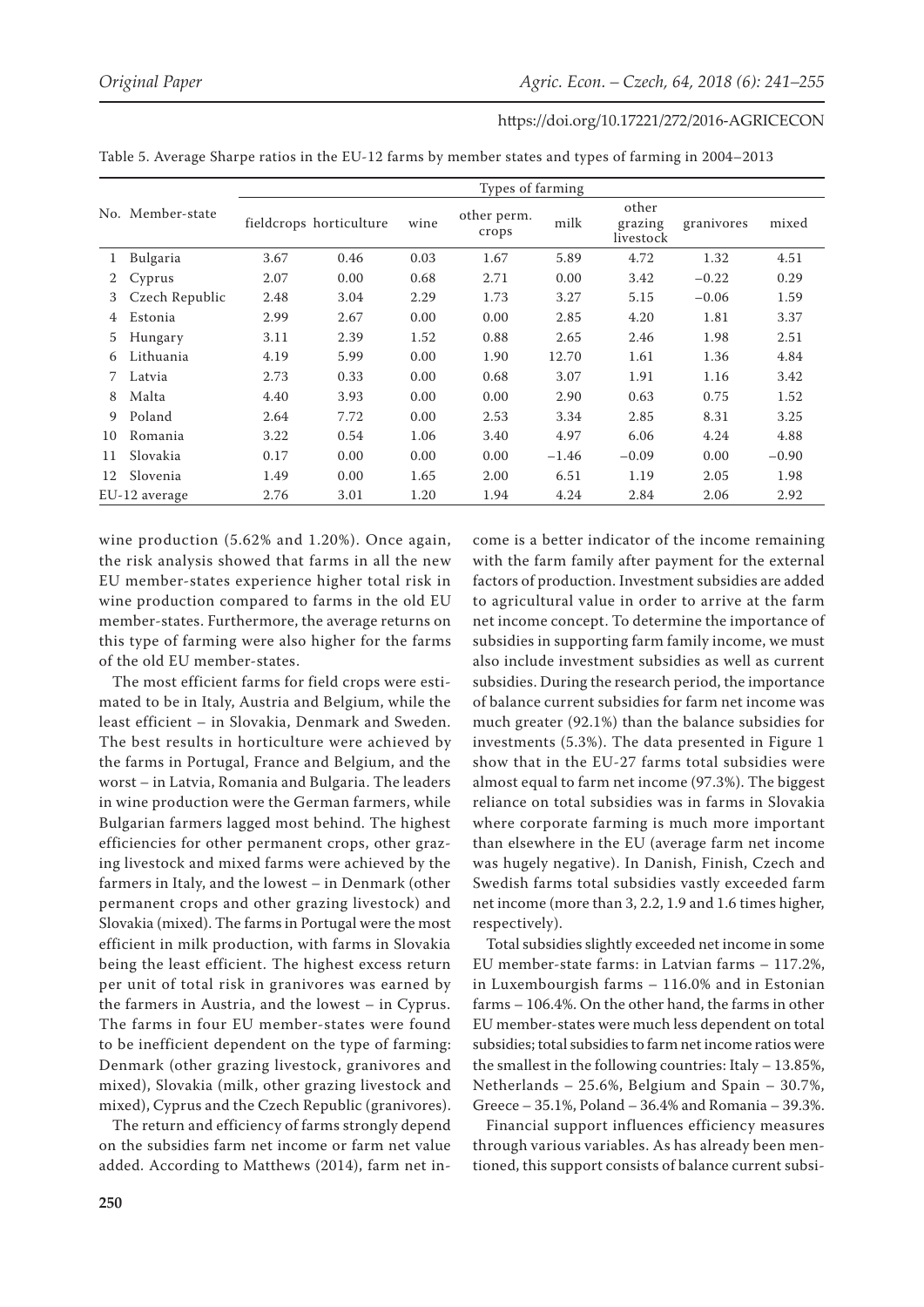Table 5. Average Sharpe ratios in the EU-12 farms by member states and types of farming in 2004–2013

| No. | Member-state | Types of farming | | | | | | | |
|---|---|---|---|---|---|---|---|---|---|
| | | fieldcrops | horticulture | wine | other perm. crops | milk | other grazing livestock | granivores | mixed |
| 1 | Bulgaria | 3.67 | 0.46 | 0.03 | 1.67 | 5.89 | 4.72 | 1.32 | 4.51 |
| 2 | Cyprus | 2.07 | 0.00 | 0.68 | 2.71 | 0.00 | 3.42 | −0.22 | 0.29 |
| 3 | Czech Republic | 2.48 | 3.04 | 2.29 | 1.73 | 3.27 | 5.15 | −0.06 | 1.59 |
| 4 | Estonia | 2.99 | 2.67 | 0.00 | 0.00 | 2.85 | 4.20 | 1.81 | 3.37 |
| 5 | Hungary | 3.11 | 2.39 | 1.52 | 0.88 | 2.65 | 2.46 | 1.98 | 2.51 |
| 6 | Lithuania | 4.19 | 5.99 | 0.00 | 1.90 | 12.70 | 1.61 | 1.36 | 4.84 |
| 7 | Latvia | 2.73 | 0.33 | 0.00 | 0.68 | 3.07 | 1.91 | 1.16 | 3.42 |
| 8 | Malta | 4.40 | 3.93 | 0.00 | 0.00 | 2.90 | 0.63 | 0.75 | 1.52 |
| 9 | Poland | 2.64 | 7.72 | 0.00 | 2.53 | 3.34 | 2.85 | 8.31 | 3.25 |
| 10 | Romania | 3.22 | 0.54 | 1.06 | 3.40 | 4.97 | 6.06 | 4.24 | 4.88 |
| 11 | Slovakia | 0.17 | 0.00 | 0.00 | 0.00 | −1.46 | −0.09 | 0.00 | −0.90 |
| 12 | Slovenia | 1.49 | 0.00 | 1.65 | 2.00 | 6.51 | 1.19 | 2.05 | 1.98 |
| EU-12 average | | 2.76 | 3.01 | 1.20 | 1.94 | 4.24 | 2.84 | 2.06 | 2.92 |

wine production (5.62% and 1.20%). Once again, the risk analysis showed that farms in all the new EU member-states experience higher total risk in wine production compared to farms in the old EU member-states. Furthermore, the average returns on this type of farming were also higher for the farms of the old EU member-states.

The most efficient farms for field crops were estimated to be in Italy, Austria and Belgium, while the least efficient – in Slovakia, Denmark and Sweden. The best results in horticulture were achieved by the farms in Portugal, France and Belgium, and the worst – in Latvia, Romania and Bulgaria. The leaders in wine production were the German farmers, while Bulgarian farmers lagged most behind. The highest efficiencies for other permanent crops, other grazing livestock and mixed farms were achieved by the farmers in Italy, and the lowest – in Denmark (other permanent crops and other grazing livestock) and Slovakia (mixed). The farms in Portugal were the most efficient in milk production, with farms in Slovakia being the least efficient. The highest excess return per unit of total risk in granivores was earned by the farmers in Austria, and the lowest – in Cyprus. The farms in four EU member-states were found to be inefficient dependent on the type of farming: Denmark (other grazing livestock, granivores and mixed), Slovakia (milk, other grazing livestock and mixed), Cyprus and the Czech Republic (granivores).

The return and efficiency of farms strongly depend on the subsidies farm net income or farm net value added. According to Matthews (2014), farm net income is a better indicator of the income remaining with the farm family after payment for the external factors of production. Investment subsidies are added to agricultural value in order to arrive at the farm net income concept. To determine the importance of subsidies in supporting farm family income, we must also include investment subsidies as well as current subsidies. During the research period, the importance of balance current subsidies for farm net income was much greater (92.1%) than the balance subsidies for investments (5.3%). The data presented in Figure 1 show that in the EU-27 farms total subsidies were almost equal to farm net income (97.3%). The biggest reliance on total subsidies was in farms in Slovakia where corporate farming is much more important than elsewhere in the EU (average farm net income was hugely negative). In Danish, Finish, Czech and Swedish farms total subsidies vastly exceeded farm net income (more than 3, 2.2, 1.9 and 1.6 times higher, respectively).

Total subsidies slightly exceeded net income in some EU member-state farms: in Latvian farms – 117.2%, in Luxembourgish farms – 116.0% and in Estonian farms – 106.4%. On the other hand, the farms in other EU member-states were much less dependent on total subsidies; total subsidies to farm net income ratios were the smallest in the following countries: Italy – 13.85%, Netherlands – 25.6%, Belgium and Spain – 30.7%, Greece – 35.1%, Poland – 36.4% and Romania – 39.3%.

Financial support influences efficiency measures through various variables. As has already been mentioned, this support consists of balance current subsi-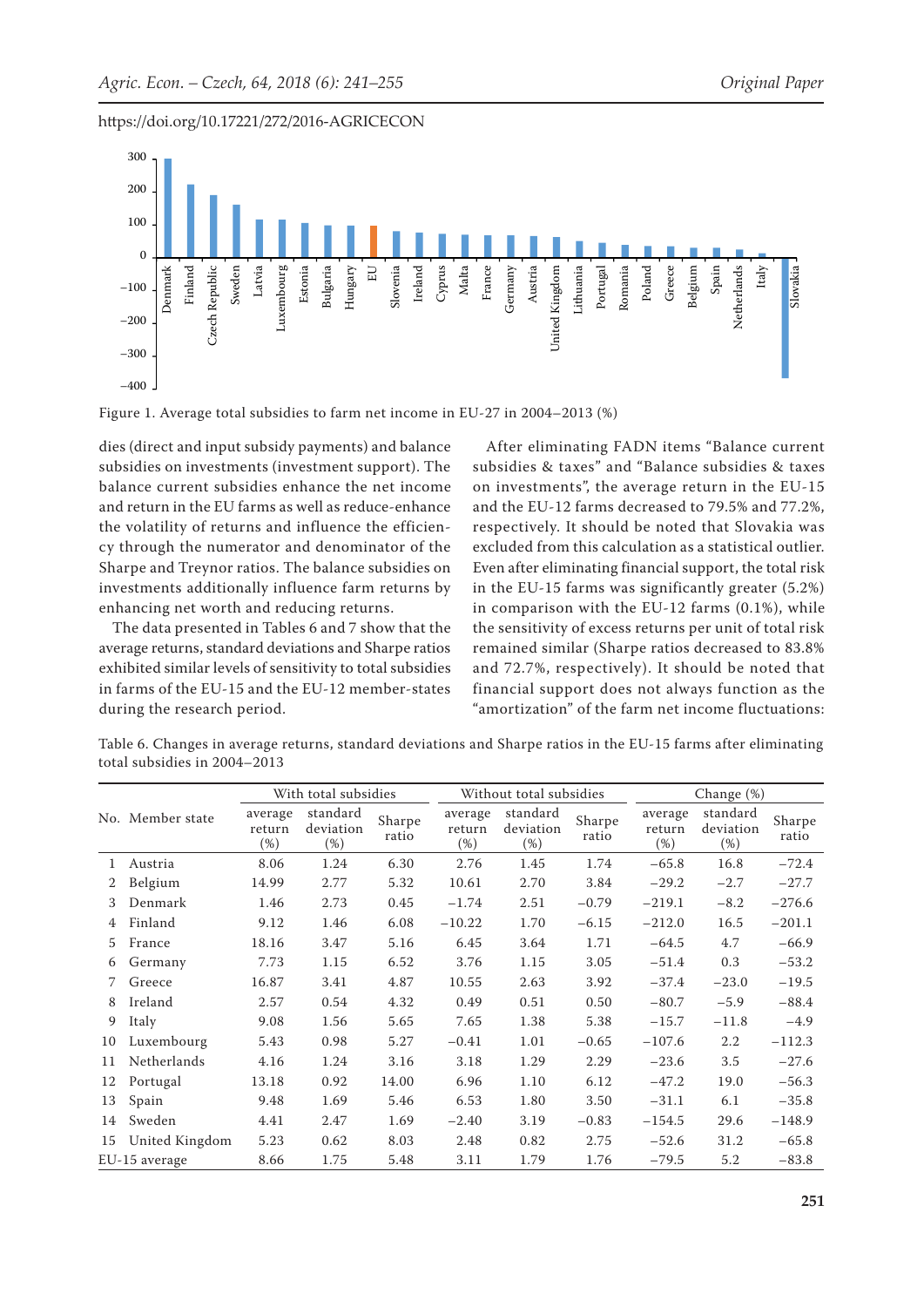Figure 1. Average total subsidies to farm net income in EU-27 in 2004–2013 (%)

dies (direct and input subsidy payments) and balance subsidies on investments (investment support). The balance current subsidies enhance the net income and return in the EU farms as well as reduce-enhance the volatility of returns and influence the efficiency of the Sharpe and Treynor ratios through the numerator and denominator of the Sharpe and Treynor ratios. The balance subsidies on investments additionally influence farm returns by enhancing net worth and reducing returns.

The data presented in Tables 6 and 7 show that the average returns, standard deviations and Sharpe ratios exhibited similar levels of sensitivity to total subsidies in farms of the EU-15 and the EU-12 member-states during the research period.

After eliminating FADN items "Balance current subsidies & taxes" and "Balance subsidies & taxes on investments", the average return in the EU-15 and the EU-12 farms decreased to 79.5% and 77.2%, respectively. It should be noted that Slovakia was excluded from this calculation as a statistical outlier. Even after eliminating financial support, the total risk in the EU-15 farms was significantly greater (5.2%) in comparison with the EU-12 farms (0.1%), while the sensitivity of excess returns per unit of total risk remained similar (Sharpe ratios decreased to 83.8% and 72.7%, respectively). It should be noted that financial support does not always function as the "amortization" of the farm net income fluctuations:

Table 6. Changes in average returns, standard deviations and Sharpe ratios in the EU-15 farms after eliminating total subsidies in 2004–2013

| No. | Member state | With total subsidies | | | Without total subsidies | | | Change (%) | | |
|---|---|---|---|---|---|---|---|---|---|---|
| | | average return (%) | standard deviation (%) | Sharpe ratio | average return (%) | standard deviation (%) | Sharpe ratio | average return (%) | standard deviation (%) | Sharpe ratio |
| 1 | Austria | 8.06 | 1.24 | 6.30 | 2.76 | 1.45 | 1.74 | −65.8 | 16.8 | −72.4 |
| 2 | Belgium | 14.99 | 2.77 | 5.32 | 10.61 | 2.70 | 3.84 | −29.2 | −2.7 | −27.7 |
| 3 | Denmark | 1.46 | 2.73 | 0.45 | −1.74 | 2.51 | −0.79 | −219.1 | −8.2 | −276.6 |
| 4 | Finland | 9.12 | 1.46 | 6.08 | −10.22 | 1.70 | −6.15 | −212.0 | 16.5 | −201.1 |
| 5 | France | 18.16 | 3.47 | 5.16 | 6.45 | 3.64 | 1.71 | −64.5 | 4.7 | −66.9 |
| 6 | Germany | 7.73 | 1.15 | 6.52 | 3.76 | 1.15 | 3.05 | −51.4 | 0.3 | −53.2 |
| 7 | Greece | 16.87 | 3.41 | 4.87 | 10.55 | 2.63 | 3.92 | −37.4 | −23.0 | −19.5 |
| 8 | Ireland | 2.57 | 0.54 | 4.32 | 0.49 | 0.51 | 0.50 | −80.7 | −5.9 | −88.4 |
| 9 | Italy | 9.08 | 1.56 | 5.65 | 7.65 | 1.38 | 5.38 | −15.7 | −11.8 | −4.9 |
| 10 | Luxembourg | 5.43 | 0.98 | 5.27 | −0.41 | 1.01 | −0.65 | −107.6 | 2.2 | −112.3 |
| 11 | Netherlands | 4.16 | 1.24 | 3.16 | 3.18 | 1.29 | 2.29 | −23.6 | 3.5 | −27.6 |
| 12 | Portugal | 13.18 | 0.92 | 14.00 | 6.96 | 1.10 | 6.12 | −47.2 | 19.0 | −56.3 |
| 13 | Spain | 9.48 | 1.69 | 5.46 | 6.53 | 1.80 | 3.50 | −31.1 | 6.1 | −35.8 |
| 14 | Sweden | 4.41 | 2.47 | 1.69 | −2.40 | 3.19 | −0.83 | −154.5 | 29.6 | −148.9 |
| 15 | United Kingdom | 5.23 | 0.62 | 8.03 | 2.48 | 0.82 | 2.75 | −52.6 | 31.2 | −65.8 |
| EU-15 average | | 8.66 | 1.75 | 5.48 | 3.11 | 1.79 | 1.76 | −79.5 | 5.2 | −83.8 |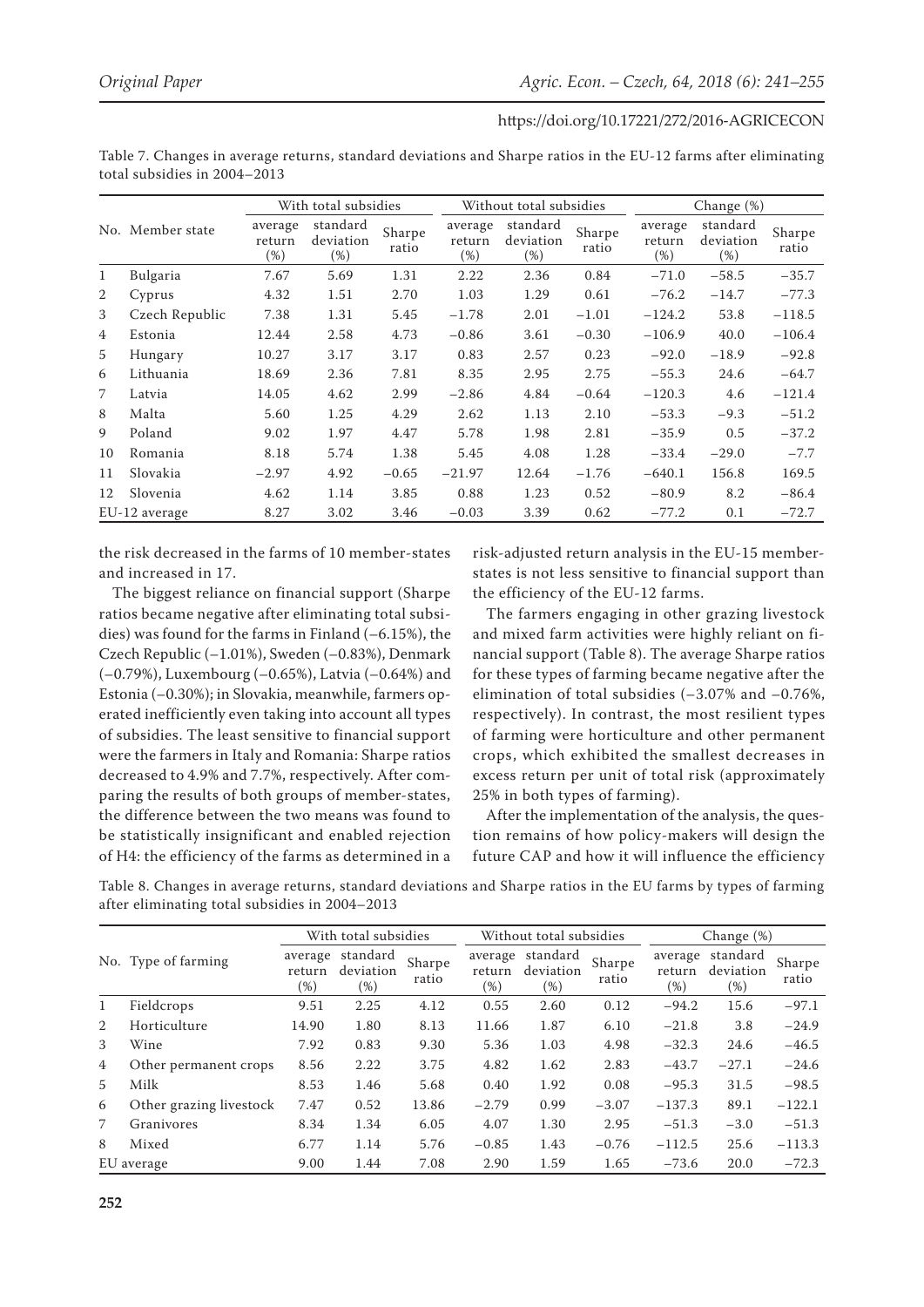Table 7. Changes in average returns, standard deviations and Sharpe ratios in the EU-12 farms after eliminating total subsidies in 2004–2013

| No. | Member state | With total subsidies | | | Without total subsidies | | | Change (%) | | |
|---|---|---|---|---|---|---|---|---|---|---|
| | | average return (%) | standard deviation (%) | Sharpe ratio | average return (%) | standard deviation (%) | Sharpe ratio | average return (%) | standard deviation (%) | Sharpe ratio |
| 1 | Bulgaria | 7.67 | 5.69 | 1.31 | 2.22 | 2.36 | 0.84 | −71.0 | −58.5 | −35.7 |
| 2 | Cyprus | 4.32 | 1.51 | 2.70 | 1.03 | 1.29 | 0.61 | −76.2 | −14.7 | −77.3 |
| 3 | Czech Republic | 7.38 | 1.31 | 5.45 | −1.78 | 2.01 | −1.01 | −124.2 | 53.8 | −118.5 |
| 4 | Estonia | 12.44 | 2.58 | 4.73 | −0.86 | 3.61 | −0.30 | −106.9 | 40.0 | −106.4 |
| 5 | Hungary | 10.27 | 3.17 | 3.17 | 0.83 | 2.57 | 0.23 | −92.0 | −18.9 | −92.8 |
| 6 | Lithuania | 18.69 | 2.36 | 7.81 | 8.35 | 2.95 | 2.75 | −55.3 | 24.6 | −64.7 |
| 7 | Latvia | 14.05 | 4.62 | 2.99 | −2.86 | 4.84 | −0.64 | −120.3 | 4.6 | −121.4 |
| 8 | Malta | 5.60 | 1.25 | 4.29 | 2.62 | 1.13 | 2.10 | −53.3 | −9.3 | −51.2 |
| 9 | Poland | 9.02 | 1.97 | 4.47 | 5.78 | 1.98 | 2.81 | −35.9 | 0.5 | −37.2 |
| 10 | Romania | 8.18 | 5.74 | 1.38 | 5.45 | 4.08 | 1.28 | −33.4 | −29.0 | −7.7 |
| 11 | Slovakia | −2.97 | 4.92 | −0.65 | −21.97 | 12.64 | −1.76 | −640.1 | 156.8 | 169.5 |
| 12 | Slovenia | 4.62 | 1.14 | 3.85 | 0.88 | 1.23 | 0.52 | −80.9 | 8.2 | −86.4 |
| EU-12 average | | 8.27 | 3.02 | 3.46 | −0.03 | 3.39 | 0.62 | −77.2 | 0.1 | −72.7 |

the risk decreased in the farms of 10 member-states and increased in 17.

The biggest reliance on financial support (Sharpe ratios became negative after eliminating total subsidies) was found for the farms in Finland (−6.15%), the Czech Republic (−1.01%), Sweden (−0.83%), Denmark (−0.79%), Luxembourg (−0.65%), Latvia (−0.64%) and Estonia (−0.30%); in Slovakia, meanwhile, farmers operated inefficiently even taking into account all types of subsidies. The least sensitive to financial support were the farmers in Italy and Romania: Sharpe ratios decreased to 4.9% and 7.7%, respectively. After comparing the results of both groups of member-states, the difference between the two means was found to be statistically insignificant and enabled rejection of H4: the efficiency of the farms as determined in a risk-adjusted return analysis in the EU-15 member-states is not less sensitive to financial support than the efficiency of the EU-12 farms.

The farmers engaging in other grazing livestock and mixed farm activities were highly reliant on financial support (Table 8). The average Sharpe ratios for these types of farming became negative after the elimination of total subsidies (−3.07% and −0.76%, respectively). In contrast, the most resilient types of farming were horticulture and other permanent crops, which exhibited the smallest decreases in excess return per unit of total risk (approximately 25% in both types of farming).

After the implementation of the analysis, the question remains of how policy-makers will design the future CAP and how it will influence the efficiency

Table 8. Changes in average returns, standard deviations and Sharpe ratios in the EU farms by types of farming after eliminating total subsidies in 2004–2013

| No. | Type of farming | With total subsidies | | | Without total subsidies | | | Change (%) | | |
|---|---|---|---|---|---|---|---|---|---|---|
| | | average return (%) | standard deviation (%) | Sharpe ratio | average return (%) | standard deviation (%) | Sharpe ratio | average return (%) | standard deviation (%) | Sharpe ratio |
| 1 | Fieldcrops | 9.51 | 2.25 | 4.12 | 0.55 | 2.60 | 0.12 | −94.2 | 15.6 | −97.1 |
| 2 | Horticulture | 14.90 | 1.80 | 8.13 | 11.66 | 1.87 | 6.10 | −21.8 | 3.8 | −24.9 |
| 3 | Wine | 7.92 | 0.83 | 9.30 | 5.36 | 1.03 | 4.98 | −32.3 | 24.6 | −46.5 |
| 4 | Other permanent crops | 8.56 | 2.22 | 3.75 | 4.82 | 1.62 | 2.83 | −43.7 | −27.1 | −24.6 |
| 5 | Milk | 8.53 | 1.46 | 5.68 | 0.40 | 1.92 | 0.08 | −95.3 | 31.5 | −98.5 |
| 6 | Other grazing livestock | 7.47 | 0.52 | 13.86 | −2.79 | 0.99 | −3.07 | −137.3 | 89.1 | −122.1 |
| 7 | Granivores | 8.34 | 1.34 | 6.05 | 4.07 | 1.30 | 2.95 | −51.3 | −3.0 | −51.3 |
| 8 | Mixed | 6.77 | 1.14 | 5.76 | −0.85 | 1.43 | −0.76 | −112.5 | 25.6 | −113.3 |
| EU average | | 9.00 | 1.44 | 7.08 | 2.90 | 1.59 | 1.65 | −73.6 | 20.0 | −72.3 |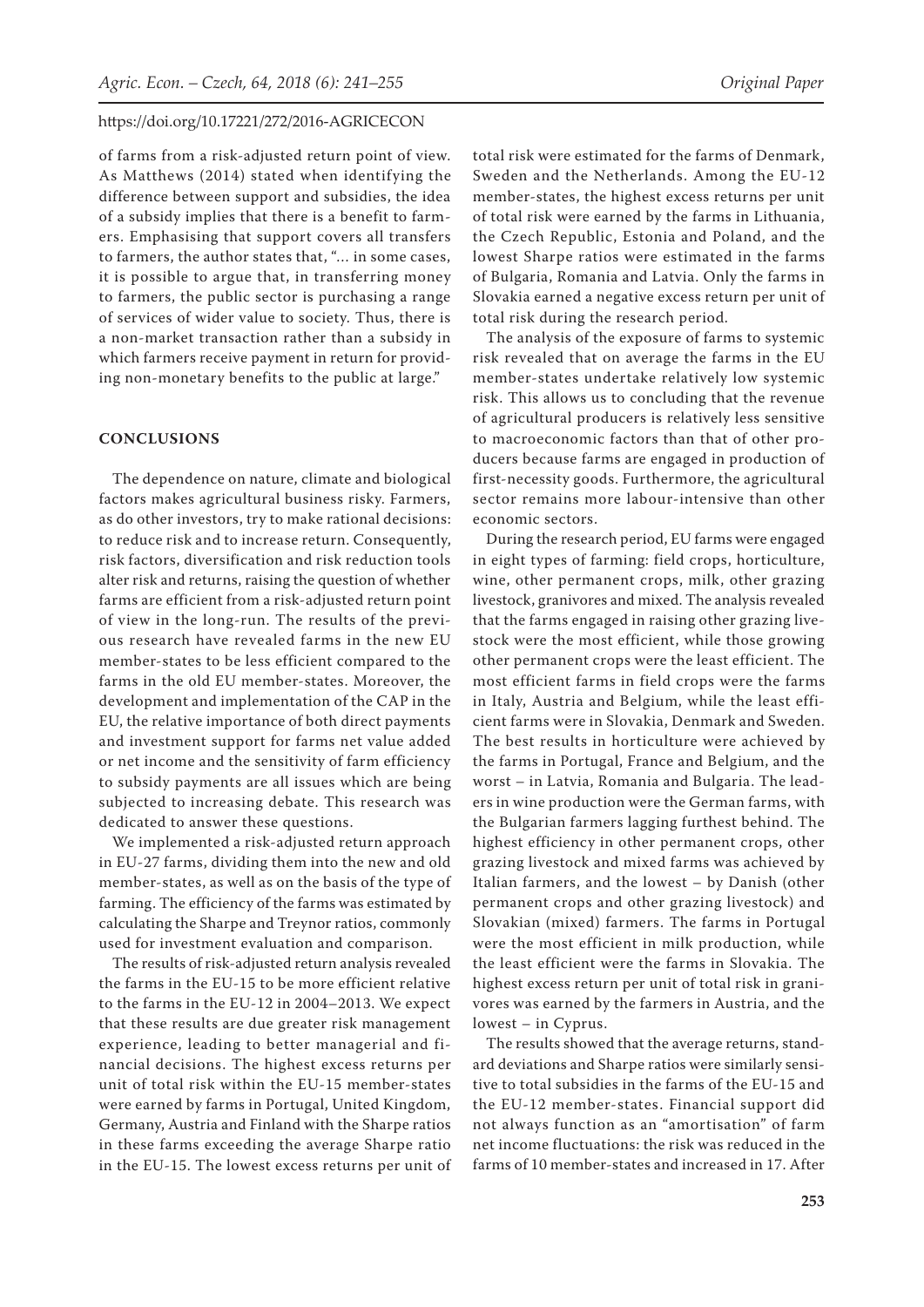of farms from a risk-adjusted return point of view. As Matthews (2014) stated when identifying the difference between support and subsidies, the idea of a subsidy implies that there is a benefit to farmers. Emphasising that support covers all transfers to farmers, the author states that, "… in some cases, it is possible to argue that, in transferring money to farmers, the public sector is purchasing a range of services of wider value to society. Thus, there is a non-market transaction rather than a subsidy in which farmers receive payment in return for providing non-monetary benefits to the public at large."

## CONCLUSIONS

The dependence on nature, climate and biological factors makes agricultural business risky. Farmers, as do other investors, try to make rational decisions: to reduce risk and to increase return. Consequently, risk factors, diversification and risk reduction tools alter risk and returns, raising the question of whether farms are efficient from a risk-adjusted return point of view in the long-run. The results of the previous research have revealed farms in the new EU member-states to be less efficient compared to the farms in the old EU member-states. Moreover, the development and implementation of the CAP in the EU, the relative importance of both direct payments and investment support for farms net value added or net income and the sensitivity of farm efficiency to subsidy payments are all issues which are being subjected to increasing debate. This research was dedicated to answer these questions.

We implemented a risk-adjusted return approach in EU-27 farms, dividing them into the new and old member-states, as well as on the basis of the type of farming. The efficiency of the farms was estimated by calculating the Sharpe and Treynor ratios, commonly used for investment evaluation and comparison.

The results of risk-adjusted return analysis revealed the farms in the EU-15 to be more efficient relative to the farms in the EU-12 in 2004–2013. We expect that these results are due greater risk management experience, leading to better managerial and financial decisions. The highest excess returns per unit of total risk within the EU-15 member-states were earned by farms in Portugal, United Kingdom, Germany, Austria and Finland with the Sharpe ratios in these farms exceeding the average Sharpe ratio in the EU-15. The lowest excess returns per unit of total risk were estimated for the farms of Denmark, Sweden and the Netherlands. Among the EU-12 member-states, the highest excess returns per unit of total risk were earned by the farms in Lithuania, the Czech Republic, Estonia and Poland, and the lowest Sharpe ratios were estimated in the farms of Bulgaria, Romania and Latvia. Only the farms in Slovakia earned a negative excess return per unit of total risk during the research period.

The analysis of the exposure of farms to systemic risk revealed that on average the farms in the EU member-states undertake relatively low systemic risk. This allows us to concluding that the revenue of agricultural producers is relatively less sensitive to macroeconomic factors than that of other producers because farms are engaged in production of first-necessity goods. Furthermore, the agricultural sector remains more labour-intensive than other economic sectors.

During the research period, EU farms were engaged in eight types of farming: field crops, horticulture, wine, other permanent crops, milk, other grazing livestock, granivores and mixed. The analysis revealed that the farms engaged in raising other grazing livestock were the most efficient, while those growing other permanent crops were the least efficient. The most efficient farms in field crops were the farms in Italy, Austria and Belgium, while the least efficient farms were in Slovakia, Denmark and Sweden. The best results in horticulture were achieved by the farms in Portugal, France and Belgium, and the worst – in Latvia, Romania and Bulgaria. The leaders in wine production were the German farms, with the Bulgarian farmers lagging furthest behind. The highest efficiency in other permanent crops, other grazing livestock and mixed farms was achieved by Italian farmers, and the lowest – by Danish (other permanent crops and other grazing livestock) and Slovakian (mixed) farmers. The farms in Portugal were the most efficient in milk production, while the least efficient were the farms in Slovakia. The highest excess return per unit of total risk in granivores was earned by the farmers in Austria, and the lowest – in Cyprus.

The results showed that the average returns, standard deviations and Sharpe ratios were similarly sensitive to total subsidies in the farms of the EU-15 and the EU-12 member-states. Financial support did not always function as an "amortisation" of farm net income fluctuations: the risk was reduced in the farms of 10 member-states and increased in 17. After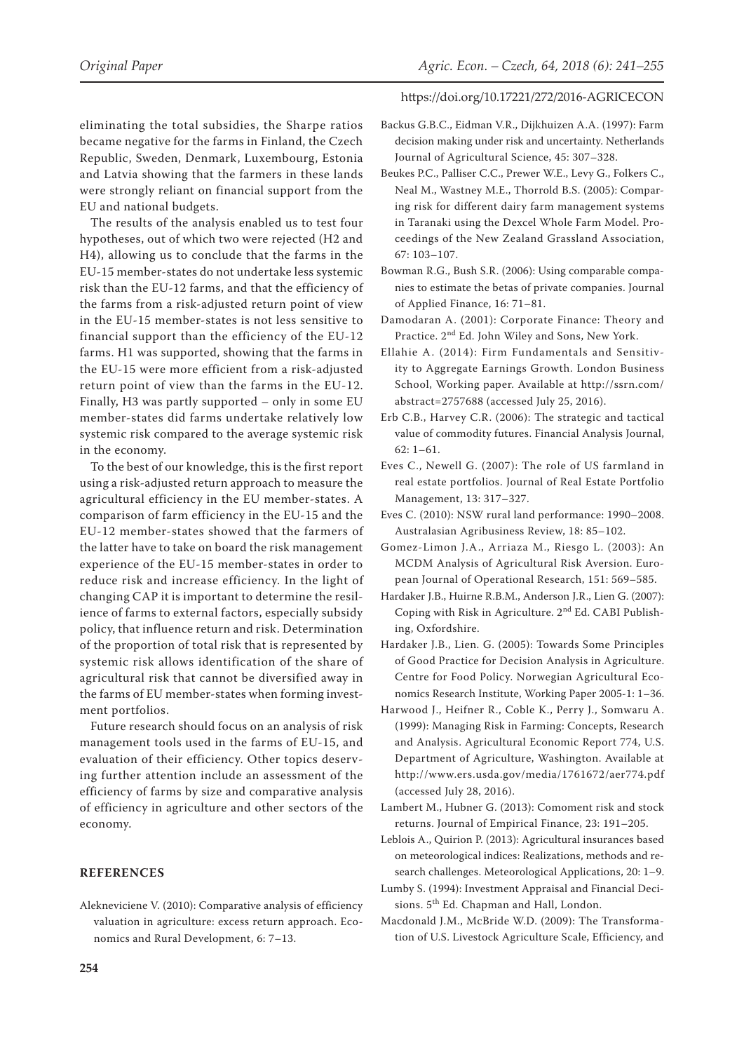eliminating the total subsidies, the Sharpe ratios became negative for the farms in Finland, the Czech Republic, Sweden, Denmark, Luxembourg, Estonia and Latvia showing that the farmers in these lands were strongly reliant on financial support from the EU and national budgets.

The results of the analysis enabled us to test four hypotheses, out of which two were rejected (H2 and H4), allowing us to conclude that the farms in the EU-15 member-states do not undertake less systemic risk than the EU-12 farms, and that the efficiency of the farms from a risk-adjusted return point of view in the EU-15 member-states is not less sensitive to financial support than the efficiency of the EU-12 farms. H1 was supported, showing that the farms in the EU-15 were more efficient from a risk-adjusted return point of view than the farms in the EU-12. Finally, H3 was partly supported – only in some EU member-states did farms undertake relatively low systemic risk compared to the average systemic risk in the economy.

To the best of our knowledge, this is the first report using a risk-adjusted return approach to measure the agricultural efficiency in the EU member-states. A comparison of farm efficiency in the EU-15 and the EU-12 member-states showed that the farmers of the latter have to take on board the risk management experience of the EU-15 member-states in order to reduce risk and increase efficiency. In the light of changing CAP it is important to determine the resilience of farms to external factors, especially subsidy policy, that influence return and risk. Determination of the proportion of total risk that is represented by systemic risk allows identification of the share of agricultural risk that cannot be diversified away in the farms of EU member-states when forming investment portfolios.

Future research should focus on an analysis of risk management tools used in the farms of EU-15, and evaluation of their efficiency. Other topics deserving further attention include an assessment of the efficiency of farms by size and comparative analysis of efficiency in agriculture and other sectors of the economy.

## REFERENCES

Aleknevičienė V. (2010): Comparative analysis of efficiency valuation in agriculture: excess return approach. Economics and Rural Development, 6: 7–13.

Backus G.B.C., Eidman V.R., Dijkhuizen A.A. (1997): Farm decision making under risk and uncertainty. Netherlands Journal of Agricultural Science, 45: 307–328.

Beukes P.C., Palliser C.C., Prewer W.E., Levy G., Folkers C., Neal M., Wastney M.E., Thorrold B.S. (2005): Comparing risk for different dairy farm management systems in Taranaki using the Dexcel Whole Farm Model. Proceedings of the New Zealand Grassland Association, 67: 103–107.

Bowman R.G., Bush S.R. (2006): Using comparable companies to estimate the betas of private companies. Journal of Applied Finance, 16: 71–81.

Damodaran A. (2001): Corporate Finance: Theory and Practice. 2nd Ed. John Wiley and Sons, New York.

Ellahie A. (2014): Firm Fundamentals and Sensitivity to Aggregate Earnings Growth. London Business School, Working paper. Available at http://ssrn.com/abstract=2757688 (accessed July 25, 2016).

Erb C.B., Harvey C.R. (2006): The strategic and tactical value of commodity futures. Financial Analysis Journal, 62: 1–61.

Eves C., Newell G. (2007): The role of US farmland in real estate portfolios. Journal of Real Estate Portfolio Management, 13: 317–327.

Eves C. (2010): NSW rural land performance: 1990–2008. Australasian Agribusiness Review, 18: 85–102.

Gomez-Limon J.A., Arriaza M., Riesgo L. (2003): An MCDM Analysis of Agricultural Risk Aversion. European Journal of Operational Research, 151: 569–585.

Hardaker J.B., Huirne R.B.M., Anderson J.R., Lien G. (2007): Coping with Risk in Agriculture. 2nd Ed. CABI Publishing, Oxfordshire.

Hardaker J.B., Lien. G. (2005): Towards Some Principles of Good Practice for Decision Analysis in Agriculture. Centre for Food Policy. Norwegian Agricultural Economics Research Institute, Working Paper 2005-1: 1–36.

Harwood J., Heifner R., Coble K., Perry J., Somwaru A. (1999): Managing Risk in Farming: Concepts, Research and Analysis. Agricultural Economic Report 774, U.S. Department of Agriculture, Washington. Available at http://www.ers.usda.gov/media/1761672/aer774.pdf (accessed July 28, 2016).

Lambert M., Hubner G. (2013): Comoment risk and stock returns. Journal of Empirical Finance, 23: 191–205.

Leblois A., Quirion P. (2013): Agricultural insurances based on meteorological indices: Realizations, methods and research challenges. Meteorological Applications, 20: 1–9.

Lumby S. (1994): Investment Appraisal and Financial Decisions. 5th Ed. Chapman and Hall, London.

Macdonald J.M., McBride W.D. (2009): The Transformation of U.S. Livestock Agriculture Scale, Efficiency, and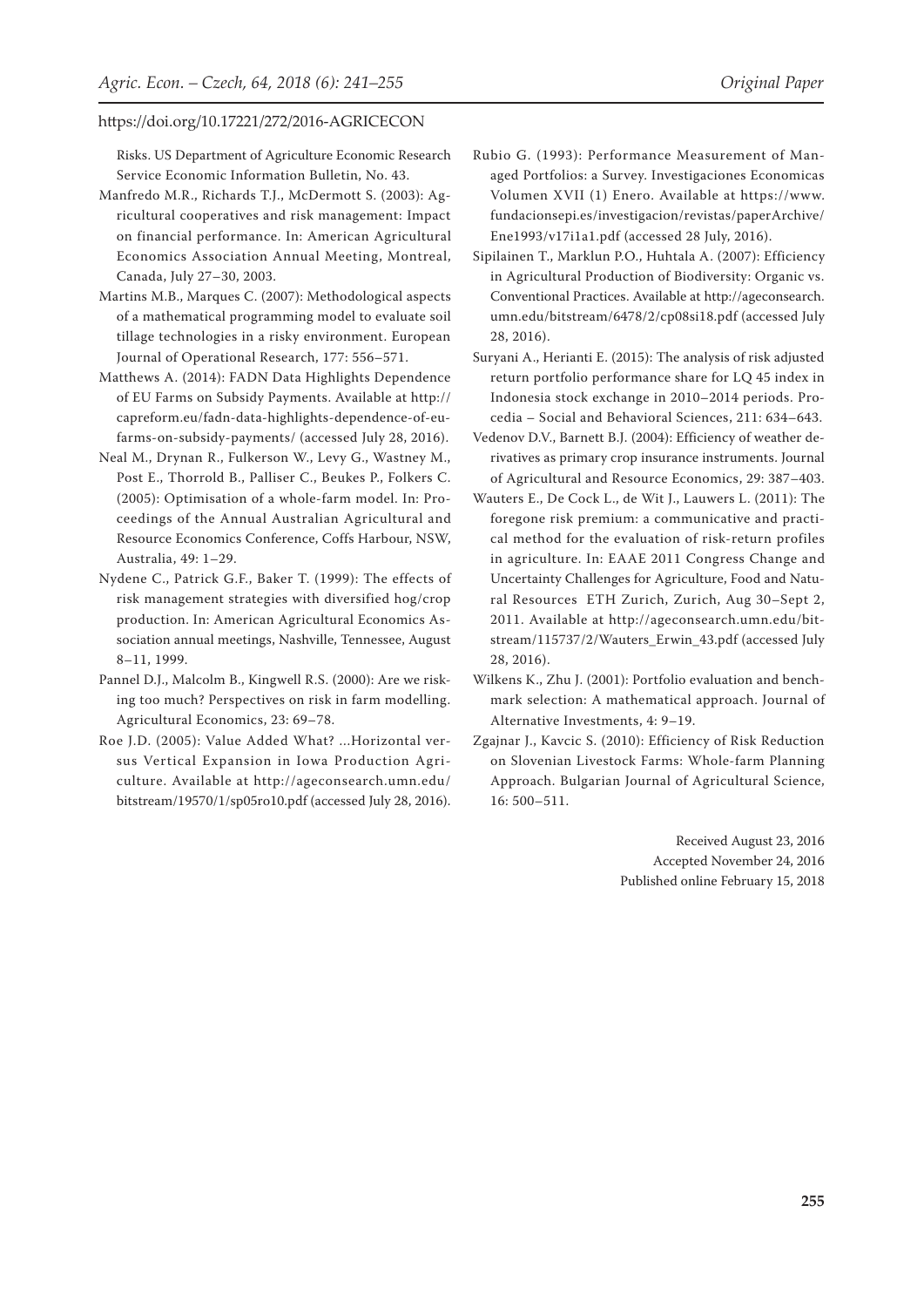Risks. US Department of Agriculture Economic Research Service Economic Information Bulletin, No. 43.

Manfredo M.R., Richards T.J., McDermott S. (2003): Agricultural cooperatives and risk management: Impact on financial performance. In: American Agricultural Economics Association Annual Meeting, Montreal, Canada, July 27–30, 2003.

Martins M.B., Marques C. (2007): Methodological aspects of a mathematical programming model to evaluate soil tillage technologies in a risky environment. European Journal of Operational Research, 177: 556–571.

Matthews A. (2014): FADN Data Highlights Dependence of EU Farms on Subsidy Payments. Available at http://capreform.eu/fadn-data-highlights-dependence-of-eu-farms-on-subsidy-payments/ (accessed July 28, 2016).

Neal M., Drynan R., Fulkerson W., Levy G., Wastney M., Post E., Thorrold B., Palliser C., Beukes P., Folkers C. (2005): Optimisation of a whole-farm model. In: Proceedings of the Annual Australian Agricultural and Resource Economics Conference, Coffs Harbour, NSW, Australia, 49: 1–29.

Nydene C., Patrick G.F., Baker T. (1999): The effects of risk management strategies with diversified hog/crop production. In: American Agricultural Economics Association annual meetings, Nashville, Tennessee, August 8–11, 1999.

Pannel D.J., Malcolm B., Kingwell R.S. (2000): Are we risking too much? Perspectives on risk in farm modelling. Agricultural Economics, 23: 69–78.

Roe J.D. (2005): Value Added What? ...Horizontal versus Vertical Expansion in Iowa Production Agriculture. Available at http://ageconsearch.umn.edu/bitstream/19570/1/sp05ro10.pdf (accessed July 28, 2016).

Rubio G. (1993): Performance Measurement of Managed Portfolios: a Survey. Investigaciones Economicas Volumen XVII (1) Enero. Available at https://www.fundacionsepi.es/investigacion/revistas/paperArchive/Ene1993/v17i1a1.pdf (accessed 28 July, 2016).

Sipilainen T., Marklun P.O., Huhtala A. (2007): Efficiency in Agricultural Production of Biodiversity: Organic vs. Conventional Practices. Available at http://ageconsearch.umn.edu/bitstream/6478/2/cp08si18.pdf (accessed July 28, 2016).

Suryani A., Herianti E. (2015): The analysis of risk adjusted return portfolio performance share for LQ 45 index in Indonesia stock exchange in 2010–2014 periods. Procedia – Social and Behavioral Sciences, 211: 634–643.

Vedenov D.V., Barnett B.J. (2004): Efficiency of weather derivatives as primary crop insurance instruments. Journal of Agricultural and Resource Economics, 29: 387–403.

Wauters E., De Cock L., de Wit J., Lauwers L. (2011): The foregone risk premium: a communicative and practical method for the evaluation of risk-return profiles in agriculture. In: EAAE 2011 Congress Change and Uncertainty Challenges for Agriculture, Food and Natural Resources ETH Zurich, Zurich, Aug 30–Sept 2, 2011. Available at http://ageconsearch.umn.edu/bitstream/115737/2/Wauters_Erwin_43.pdf (accessed July 28, 2016).

Wilkens K., Zhu J. (2001): Portfolio evaluation and benchmark selection: A mathematical approach. Journal of Alternative Investments, 4: 9–19.

Zgajnar J., Kavcic S. (2010): Efficiency of Risk Reduction on Slovenian Livestock Farms: Whole-farm Planning Approach. Bulgarian Journal of Agricultural Science, 16: 500–511.

Received August 23, 2016
Accepted November 24, 2016
Published online February 15, 2018